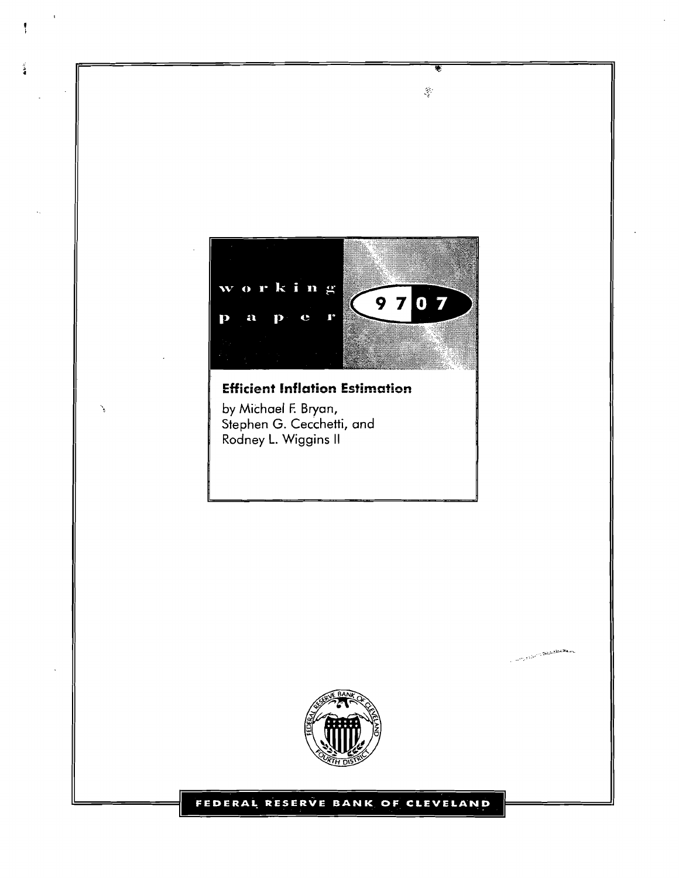working paper 9707

# Efficient Inflation Estimation

by Michael F. Bryan, Stephen G. Cecchetti, and Rodney L. Wiggins II

FEDERAL RESERVE BANK OF CLEVELAND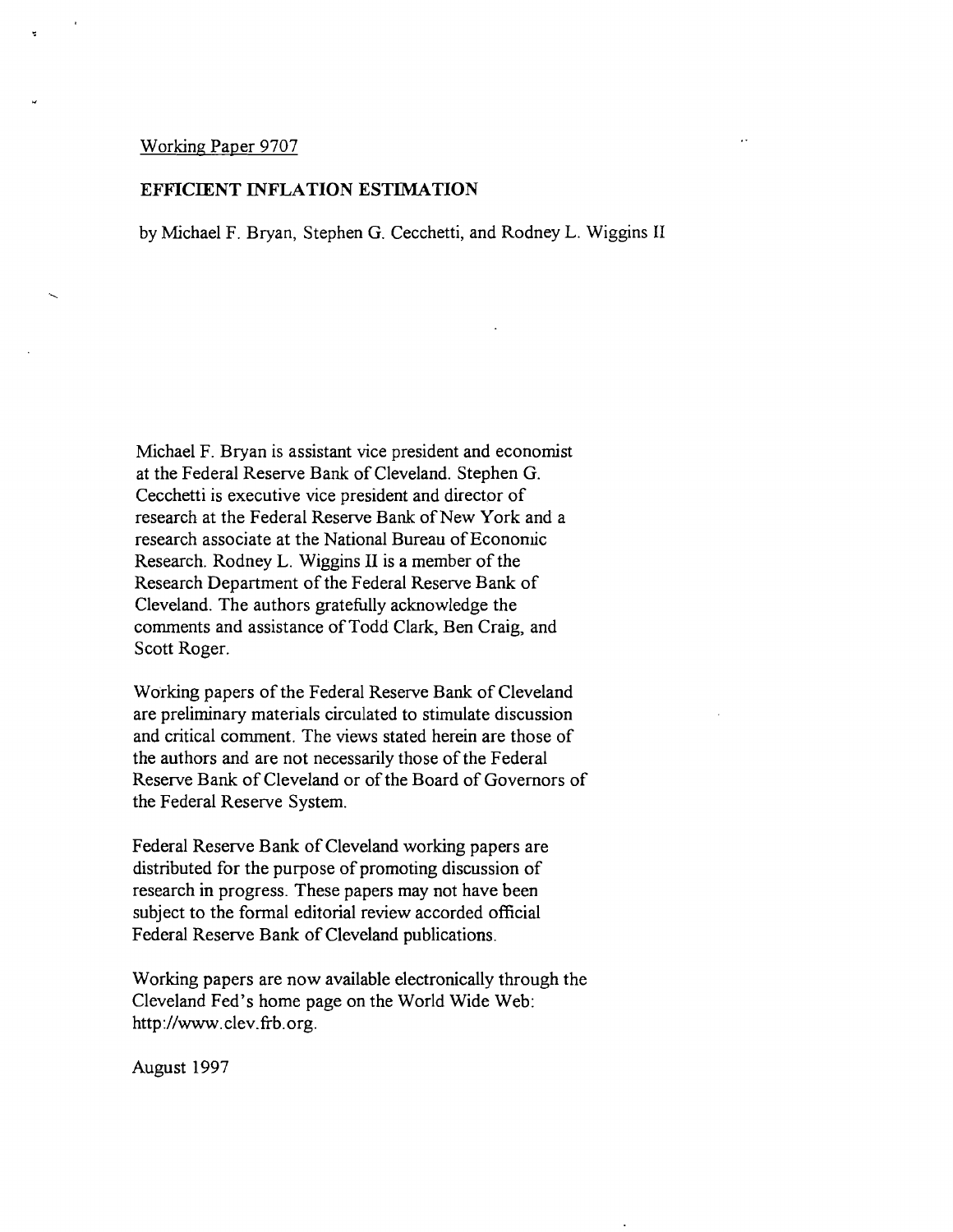Working Paper 9707

## EFFICIENT INFLATION ESTIMATION

by Michael F. Bryan, Stephen G. Cecchetti, and Rodney L. Wiggins II

Michael F. Bryan is assistant vice president and economist at the Federal Reserve Bank of Cleveland. Stephen G. Cecchetti is executive vice president and director of research at the Federal Reserve Bank of New York and a research associate at the National Bureau of Economic Research. Rodney L. Wiggins II is a member of the Research Department of the Federal Reserve Bank of Cleveland. The authors gratefully acknowledge the comments and assistance of Todd Clark, Ben Craig, and Scott Roger.

Working papers of the Federal Reserve Bank of Cleveland are preliminary materials circulated to stimulate discussion and critical comment. The views stated herein are those of the authors and are not necessarily those of the Federal Reserve Bank of Cleveland or of the Board of Governors of the Federal Reserve System.

Federal Reserve Bank of Cleveland working papers are distributed for the purpose of promoting discussion of research in progress. These papers may not have been subject to the formal editorial review accorded official Federal Reserve Bank of Cleveland publications.

Working papers are now available electronically through the Cleveland Fed's home page on the World Wide Web: http://www.clev.frb.org.

August 1997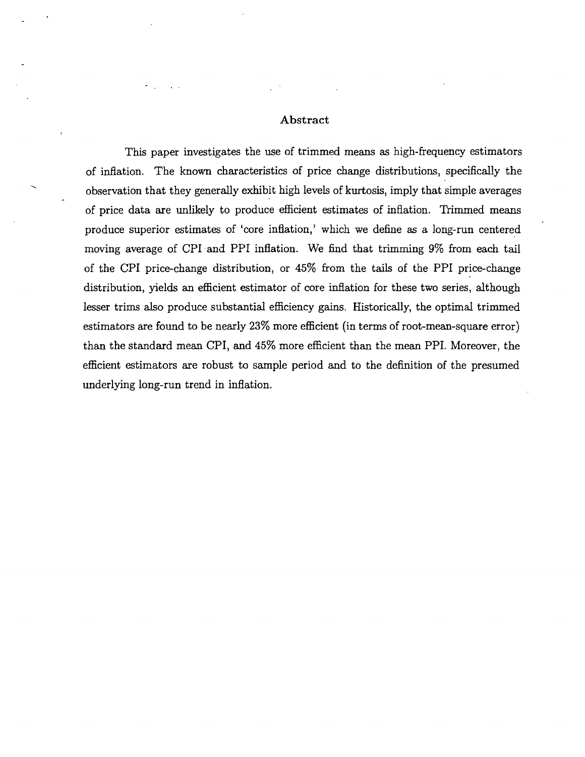## Abstract

This paper investigates the use of trimmed means as high-frequency estimators of inflation. The known characteristics of price change distributions, specifically the observation that they generally exhibit high levels of kurtosis, imply that simple averages of price data are unlikely to produce efficient estimates of inflation. Trimmed means produce superior estimates of 'core inflation,' which we define as a long-run centered moving average of CPI and PPI inflation. We find that trimming 9% from each tail of the CPI price-change distribution, or 45% from the tails of the PPI price-change distribution, yields an efficient estimator of core inflation for these two series, although lesser trims also produce substantial efficiency gains. Historically, the optimal trimmed estimators are found to be nearly 23% more efficient (in terms of root-mean-square error) than the standard mean CPI, and 45% more efficient than the mean PPI. Moreover, the efficient estimators are robust to sample period and to the definition of the presumed underlying long-run trend in inflation.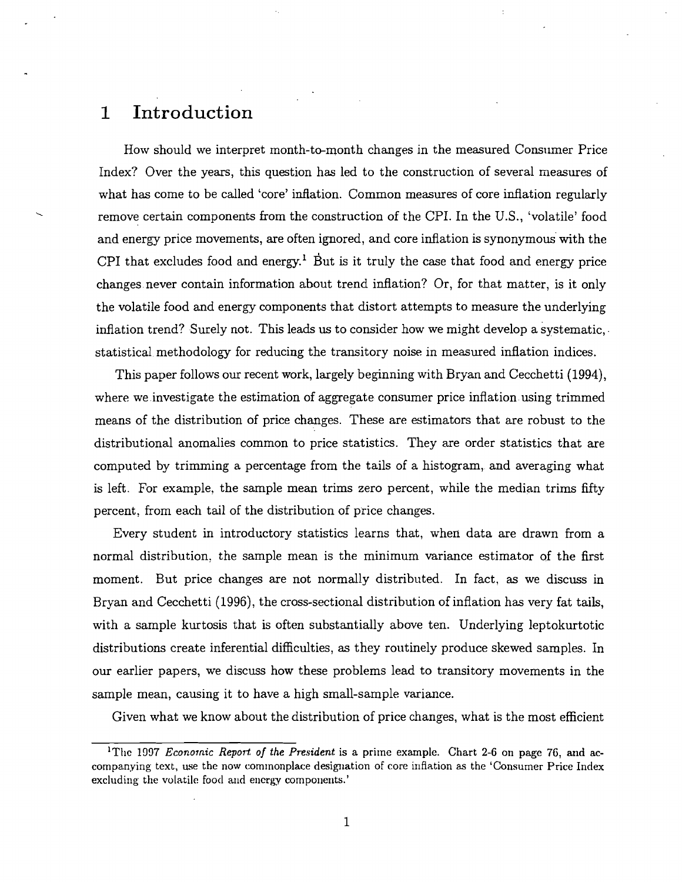# 1 Introduction

How should we interpret month-to-month changes in the measured Consumer Price Index? Over the years, this question has led to the construction of several measures of what has come to be called 'core' inflation. Common measures of core inflation regularly remove certain components from the construction of the CPI. In the U.S., 'volatile' food and energy price movements, are often ignored, and core inflation is synonymous with the CPI that excludes food and energy.[1] But is it truly the case that food and energy price changes never contain information about trend inflation? Or, for that matter, is it only the volatile food and energy components that distort attempts to measure the underlying inflation trend? Surely not. This leads us to consider how we might develop a systematic, statistical methodology for reducing the transitory noise in measured inflation indices.

This paper follows our recent work, largely beginning with Bryan and Cecchetti (1994), where we investigate the estimation of aggregate consumer price inflation using trimmed means of the distribution of price changes. These are estimators that are robust to the distributional anomalies common to price statistics. They are order statistics that are computed by trimming a percentage from the tails of a histogram, and averaging what is left. For example, the sample mean trims zero percent, while the median trims fifty percent, from each tail of the distribution of price changes.

Every student in introductory statistics learns that, when data are drawn from a normal distribution, the sample mean is the minimum variance estimator of the first moment. But price changes are not normally distributed. In fact, as we discuss in Bryan and Cecchetti (1996), the cross-sectional distribution of inflation has very fat tails, with a sample kurtosis that is often substantially above ten. Underlying leptokurtotic distributions create inferential difficulties, as they routinely produce skewed samples. In our earlier papers, we discuss how these problems lead to transitory movements in the sample mean, causing it to have a high small-sample variance.

Given what we know about the distribution of price changes, what is the most efficient

[1] The 1997 *Economic Report of the President* is a prime example. Chart 2-6 on page 76, and accompanying text, use the now commonplace designation of core inflation as the 'Consumer Price Index excluding the volatile food and energy components.'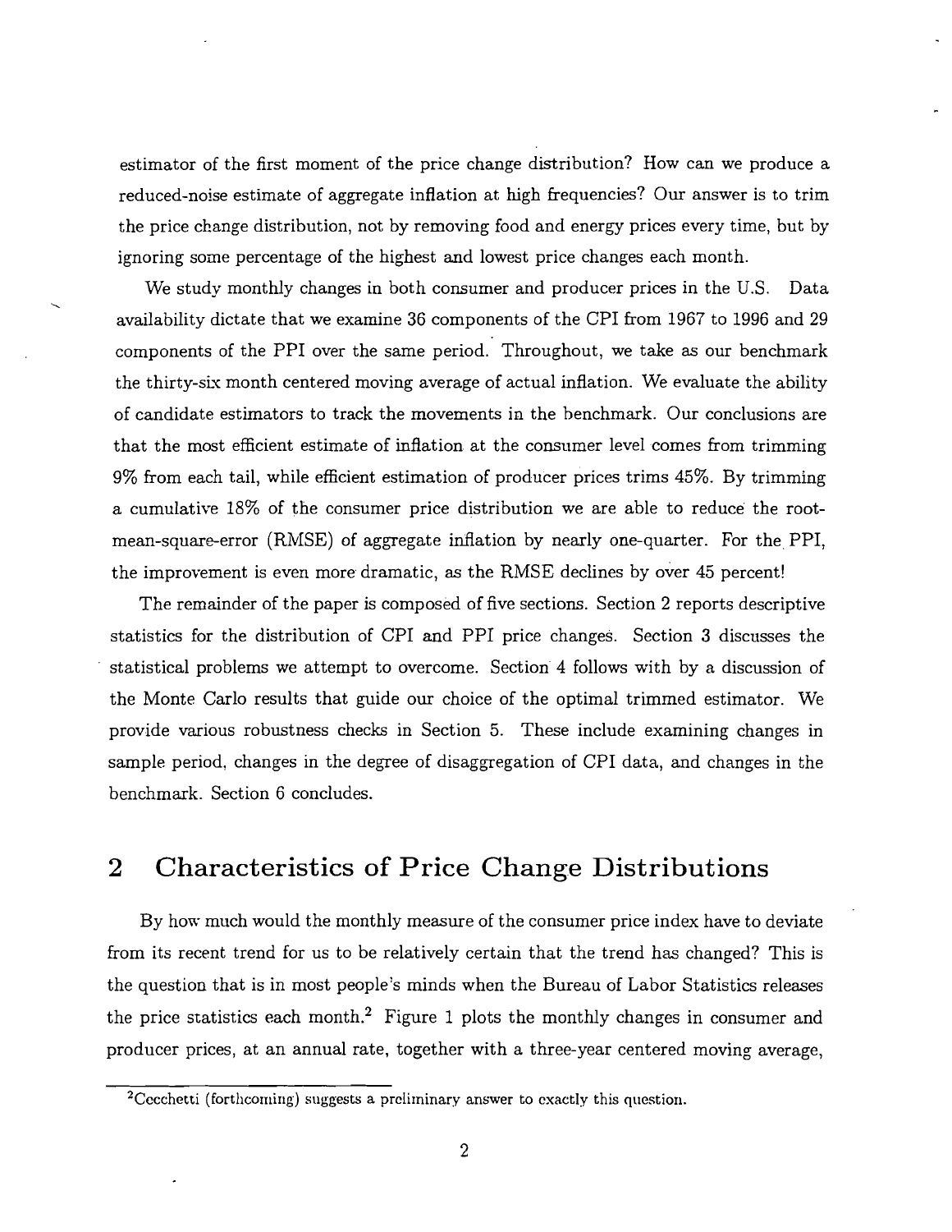estimator of the first moment of the price change distribution? How can we produce a reduced-noise estimate of aggregate inflation at high frequencies? Our answer is to trim the price change distribution, not by removing food and energy prices every time, but by ignoring some percentage of the highest and lowest price changes each month.

We study monthly changes in both consumer and producer prices in the U.S. Data availability dictate that we examine 36 components of the CPI from 1967 to 1996 and 29 components of the PPI over the same period. Throughout, we take as our benchmark the thirty-six month centered moving average of actual inflation. We evaluate the ability of candidate estimators to track the movements in the benchmark. Our conclusions are that the most efficient estimate of inflation at the consumer level comes from trimming 9% from each tail, while efficient estimation of producer prices trims 45%. By trimming a cumulative 18% of the consumer price distribution we are able to reduce the root-mean-square-error (RMSE) of aggregate inflation by nearly one-quarter. For the PPI, the improvement is even more dramatic, as the RMSE declines by over 45 percent!

The remainder of the paper is composed of five sections. Section 2 reports descriptive statistics for the distribution of CPI and PPI price changes. Section 3 discusses the statistical problems we attempt to overcome. Section 4 follows with by a discussion of the Monte Carlo results that guide our choice of the optimal trimmed estimator. We provide various robustness checks in Section 5. These include examining changes in sample period, changes in the degree of disaggregation of CPI data, and changes in the benchmark. Section 6 concludes.

## 2 Characteristics of Price Change Distributions

By how much would the monthly measure of the consumer price index have to deviate from its recent trend for us to be relatively certain that the trend has changed? This is the question that is in most people's minds when the Bureau of Labor Statistics releases the price statistics each month.[2] Figure 1 plots the monthly changes in consumer and producer prices, at an annual rate, together with a three-year centered moving average,

[2] Cecchetti (forthcoming) suggests a preliminary answer to exactly this question.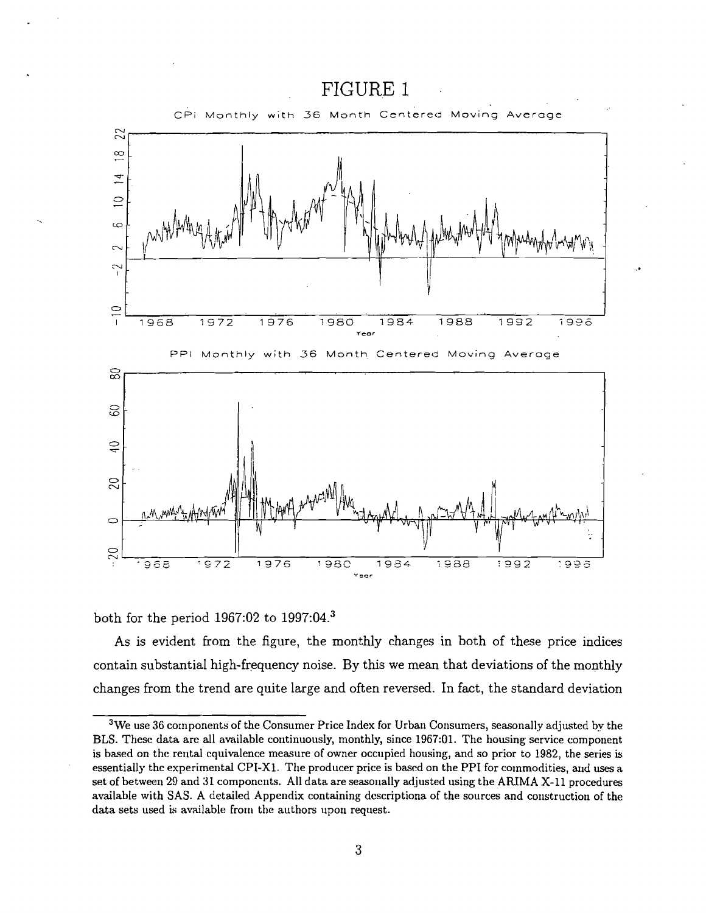# FIGURE 1

CPI Monthly with 36 Month Centered Moving Average

PPI Monthly with 36 Month Centered Moving Average

both for the period 1967:02 to 1997:04.[3]

As is evident from the figure, the monthly changes in both of these price indices contain substantial high-frequency noise. By this we mean that deviations of the monthly changes from the trend are quite large and often reversed. In fact, the standard deviation

[3]We use 36 components of the Consumer Price Index for Urban Consumers, seasonally adjusted by the BLS. These data are all available continuously, monthly, since 1967:01. The housing service component is based on the rental equivalence measure of owner occupied housing, and so prior to 1982, the series is essentially the experimental CPI-X1. The producer price is based on the PPI for commodities, and uses a set of between 29 and 31 components. All data are seasonally adjusted using the ARIMA X-11 procedures available with SAS. A detailed Appendix containing descriptiona of the sources and construction of the data sets used is available from the authors upon request.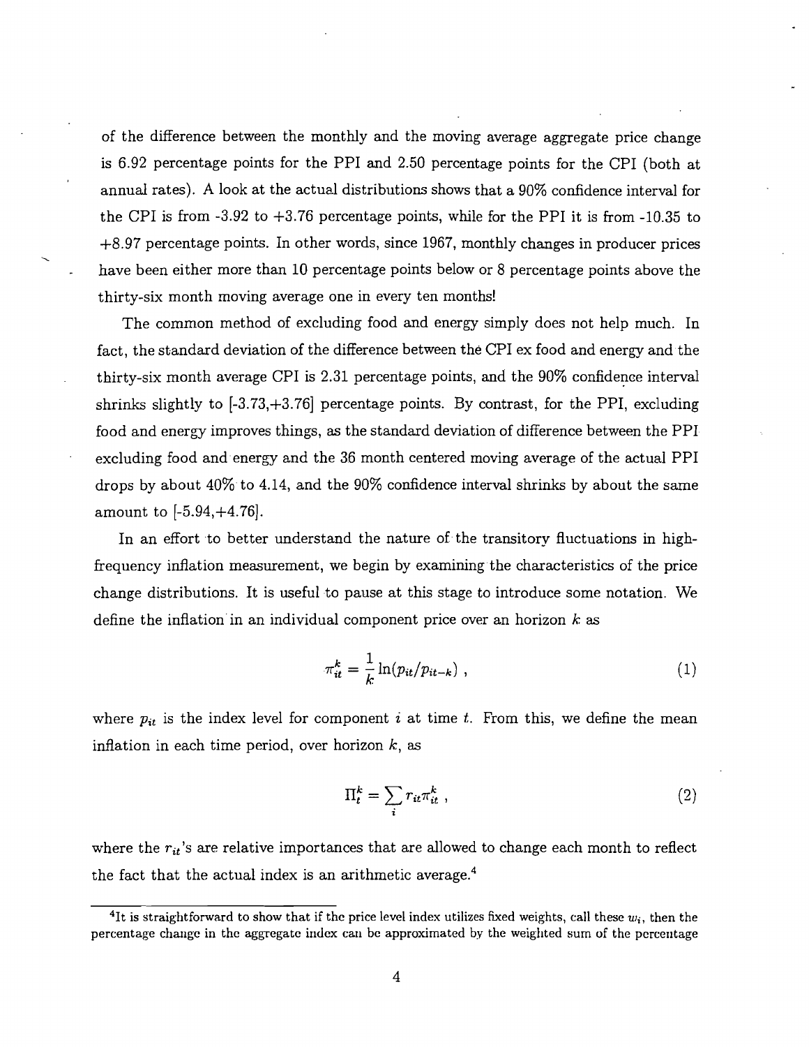of the difference between the monthly and the moving average aggregate price change is 6.92 percentage points for the PPI and 2.50 percentage points for the CPI (both at annual rates). A look at the actual distributions shows that a 90% confidence interval for the CPI is from -3.92 to +3.76 percentage points, while for the PPI it is from -10.35 to +8.97 percentage points. In other words, since 1967, monthly changes in producer prices have been either more than 10 percentage points below or 8 percentage points above the thirty-six month moving average one in every ten months!

The common method of excluding food and energy simply does not help much. In fact, the standard deviation of the difference between the CPI ex food and energy and the thirty-six month average CPI is 2.31 percentage points, and the 90% confidence interval shrinks slightly to [-3.73,+3.76] percentage points. By contrast, for the PPI, excluding food and energy improves things, as the standard deviation of difference between the PPI excluding food and energy and the 36 month centered moving average of the actual PPI drops by about 40% to 4.14, and the 90% confidence interval shrinks by about the same amount to [-5.94,+4.76].

In an effort to better understand the nature of the transitory fluctuations in high-frequency inflation measurement, we begin by examining the characteristics of the price change distributions. It is useful to pause at this stage to introduce some notation. We define the inflation in an individual component price over an horizon $k$ as

$$\pi_{it}^{k} = \frac{1}{k}\ln(p_{it}/p_{it-k}) \ , \tag{1}$$

where $p_{it}$ is the index level for component $i$ at time $t$. From this, we define the mean inflation in each time period, over horizon $k$, as

$$\Pi_t^k = \sum_i r_{it}\pi_{it}^k \ , \tag{2}$$

where the $r_{it}$'s are relative importances that are allowed to change each month to reflect the fact that the actual index is an arithmetic average.[4]

[4]It is straightforward to show that if the price level index utilizes fixed weights, call these $w_i$, then the percentage change in the aggregate index can be approximated by the weighted sum of the percentage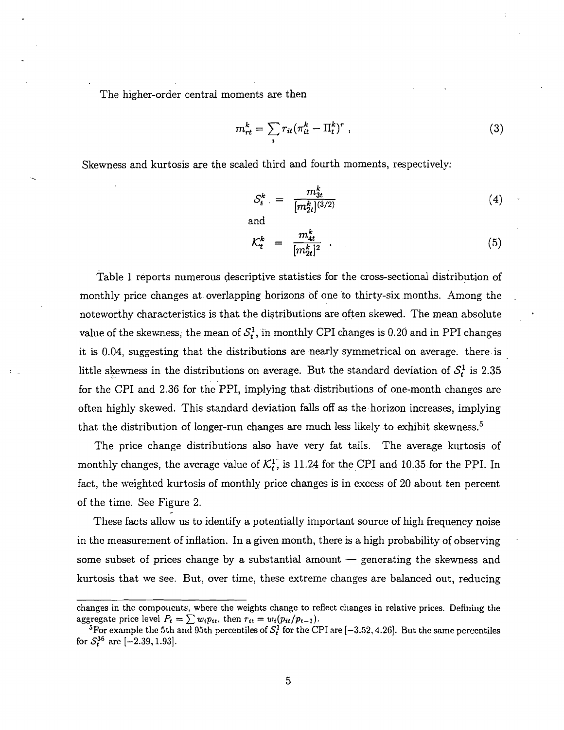The higher-order central moments are then

$$m_{rt}^k = \sum_i r_{it}(\pi_{it}^k - \Pi_t^k)^r \ , \tag{3}$$

Skewness and kurtosis are the scaled third and fourth moments, respectively:

$$\mathcal{S}_t^k = \frac{m_{3t}^k}{[m_{2t}^k]^{(3/2)}} \tag{4}$$

and

$$\mathcal{K}_t^k = \frac{m_{4t}^k}{[m_{2t}^k]^2} \ . \tag{5}$$

Table 1 reports numerous descriptive statistics for the cross-sectional distribution of monthly price changes at overlapping horizons of one to thirty-six months. Among the noteworthy characteristics is that the distributions are often skewed. The mean absolute value of the skewness, the mean of $\mathcal{S}_t^1$, in monthly CPI changes is 0.20 and in PPI changes it is 0.04, suggesting that the distributions are nearly symmetrical on average. there is little skewness in the distributions on average. But the standard deviation of $\mathcal{S}_t^1$ is 2.35 for the CPI and 2.36 for the PPI, implying that distributions of one-month changes are often highly skewed. This standard deviation falls off as the horizon increases, implying that the distribution of longer-run changes are much less likely to exhibit skewness.[5]

The price change distributions also have very fat tails. The average kurtosis of monthly changes, the average value of $\mathcal{K}_t^1$, is 11.24 for the CPI and 10.35 for the PPI. In fact, the weighted kurtosis of monthly price changes is in excess of 20 about ten percent of the time. See Figure 2.

These facts allow us to identify a potentially important source of high frequency noise in the measurement of inflation. In a given month, there is a high probability of observing some subset of prices change by a substantial amount — generating the skewness and kurtosis that we see. But, over time, these extreme changes are balanced out, reducing

changes in the components, where the weights change to reflect changes in relative prices. Defining the aggregate price level $P_t = \sum w_i p_{it}$, then $r_{it} = w_i(p_{it}/p_{t-1})$.

[5] For example the 5th and 95th percentiles of $\mathcal{S}_t^1$ for the CPI are [−3.52, 4.26]. But the same percentiles for $\mathcal{S}_t^{36}$ are [−2.39, 1.93].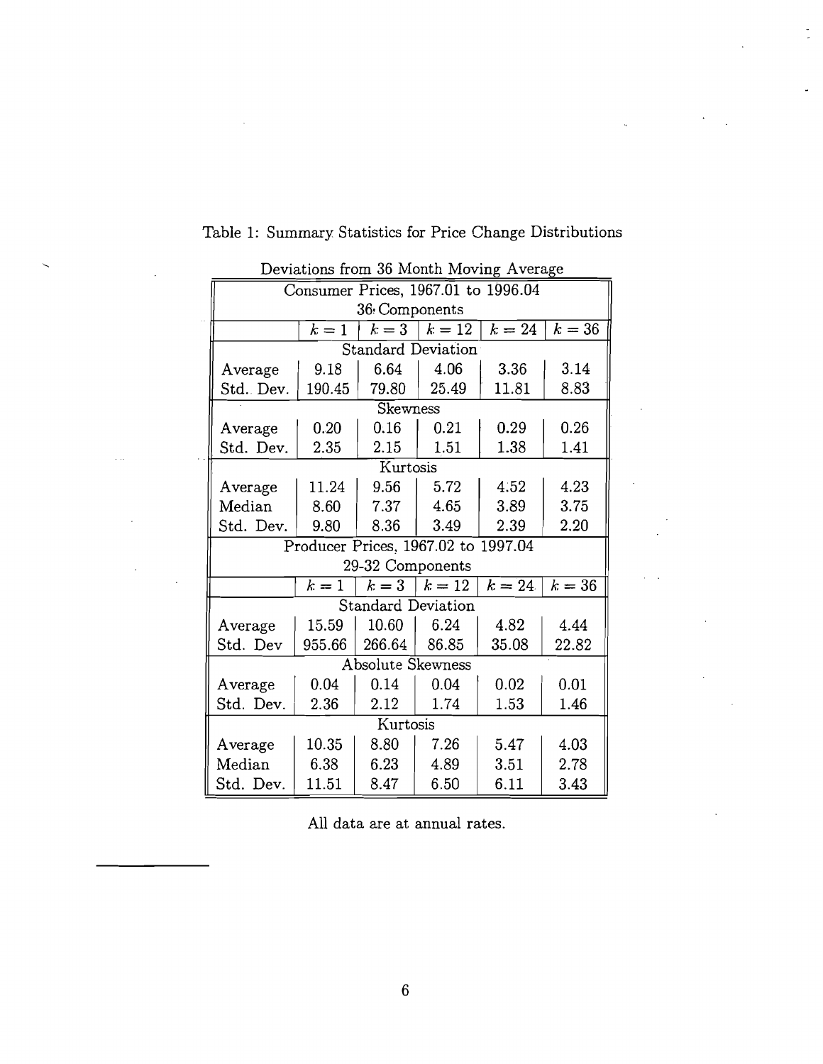Table 1: Summary Statistics for Price Change Distributions

Deviations from 36 Month Moving Average

| Consumer Prices, 1967.01 to 1996.04 | | | | | |
|---|---|---|---|---|---|
| 36 Components | | | | | |
| | $k = 1$ | $k = 3$ | $k = 12$ | $k = 24$ | $k = 36$ |
| Standard Deviation | | | | | |
| Average | 9.18 | 6.64 | 4.06 | 3.36 | 3.14 |
| Std. Dev. | 190.45 | 79.80 | 25.49 | 11.81 | 8.83 |
| Skewness | | | | | |
| Average | 0.20 | 0.16 | 0.21 | 0.29 | 0.26 |
| Std. Dev. | 2.35 | 2.15 | 1.51 | 1.38 | 1.41 |
| Kurtosis | | | | | |
| Average | 11.24 | 9.56 | 5.72 | 4.52 | 4.23 |
| Median | 8.60 | 7.37 | 4.65 | 3.89 | 3.75 |
| Std. Dev. | 9.80 | 8.36 | 3.49 | 2.39 | 2.20 |
| Producer Prices, 1967.02 to 1997.04 | | | | | |
| 29-32 Components | | | | | |
| | $k = 1$ | $k = 3$ | $k = 12$ | $k = 24$ | $k = 36$ |
| Standard Deviation | | | | | |
| Average | 15.59 | 10.60 | 6.24 | 4.82 | 4.44 |
| Std. Dev | 955.66 | 266.64 | 86.85 | 35.08 | 22.82 |
| Absolute Skewness | | | | | |
| Average | 0.04 | 0.14 | 0.04 | 0.02 | 0.01 |
| Std. Dev. | 2.36 | 2.12 | 1.74 | 1.53 | 1.46 |
| Kurtosis | | | | | |
| Average | 10.35 | 8.80 | 7.26 | 5.47 | 4.03 |
| Median | 6.38 | 6.23 | 4.89 | 3.51 | 2.78 |
| Std. Dev. | 11.51 | 8.47 | 6.50 | 6.11 | 3.43 |

All data are at annual rates.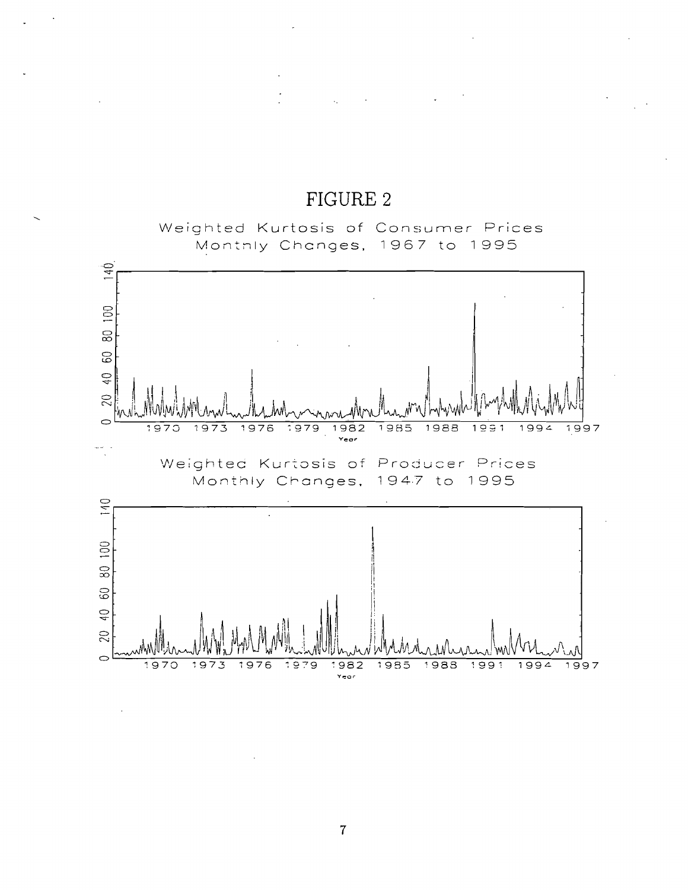# FIGURE 2

Weighted Kurtosis of Consumer Prices
Monthly Changes, 1967 to 1995

Weighted Kurtosis of Producer Prices
Monthly Changes, 1947 to 1995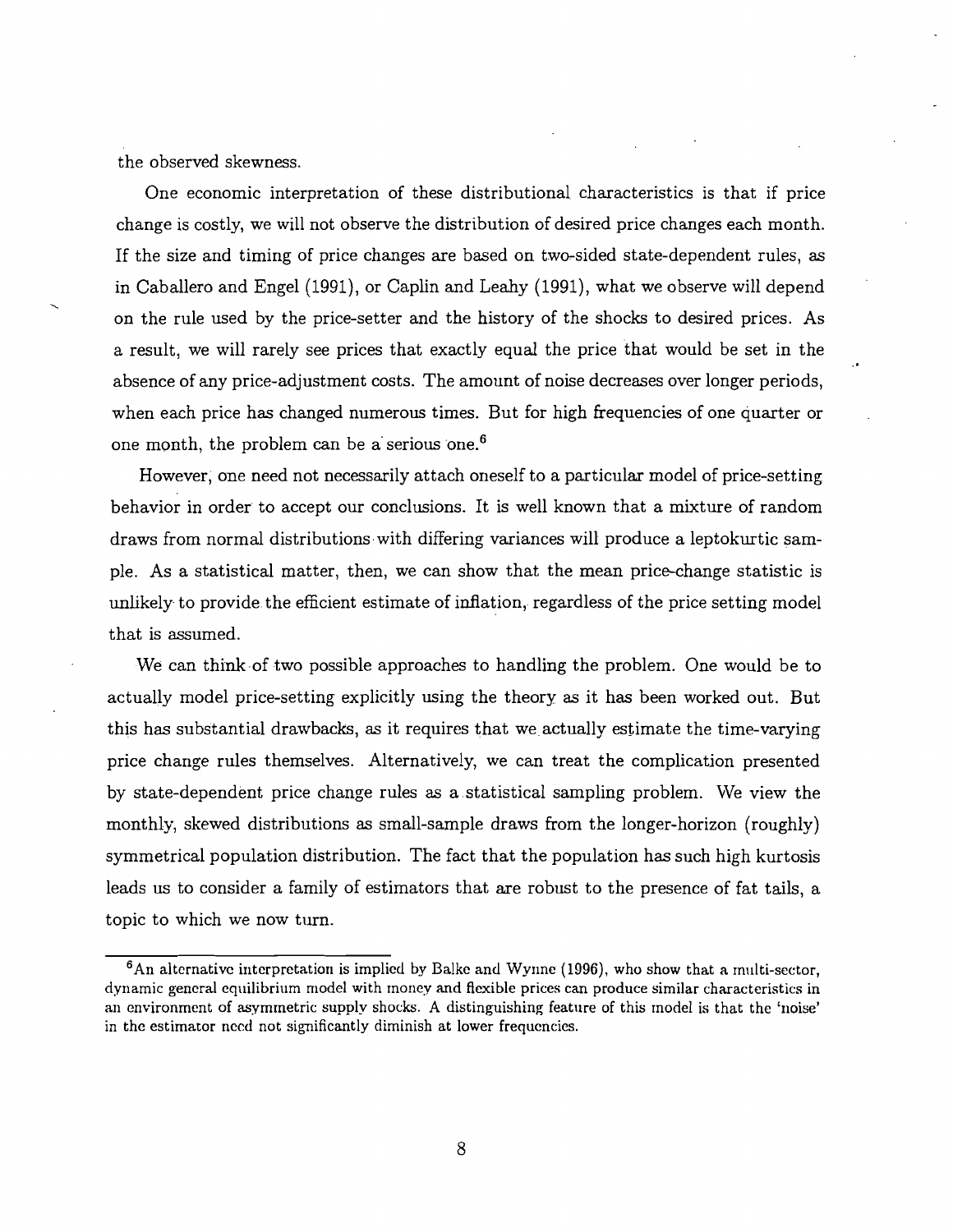the observed skewness.

One economic interpretation of these distributional characteristics is that if price change is costly, we will not observe the distribution of desired price changes each month. If the size and timing of price changes are based on two-sided state-dependent rules, as in Caballero and Engel (1991), or Caplin and Leahy (1991), what we observe will depend on the rule used by the price-setter and the history of the shocks to desired prices. As a result, we will rarely see prices that exactly equal the price that would be set in the absence of any price-adjustment costs. The amount of noise decreases over longer periods, when each price has changed numerous times. But for high frequencies of one quarter or one month, the problem can be a serious one.[6]

However, one need not necessarily attach oneself to a particular model of price-setting behavior in order to accept our conclusions. It is well known that a mixture of random draws from normal distributions with differing variances will produce a leptokurtic sample. As a statistical matter, then, we can show that the mean price-change statistic is unlikely to provide the efficient estimate of inflation, regardless of the price setting model that is assumed.

We can think of two possible approaches to handling the problem. One would be to actually model price-setting explicitly using the theory as it has been worked out. But this has substantial drawbacks, as it requires that we actually estimate the time-varying price change rules themselves. Alternatively, we can treat the complication presented by state-dependent price change rules as a statistical sampling problem. We view the monthly, skewed distributions as small-sample draws from the longer-horizon (roughly) symmetrical population distribution. The fact that the population has such high kurtosis leads us to consider a family of estimators that are robust to the presence of fat tails, a topic to which we now turn.

[6] An alternative interpretation is implied by Balke and Wynne (1996), who show that a multi-sector, dynamic general equilibrium model with money and flexible prices can produce similar characteristics in an environment of asymmetric supply shocks. A distinguishing feature of this model is that the 'noise' in the estimator need not significantly diminish at lower frequencies.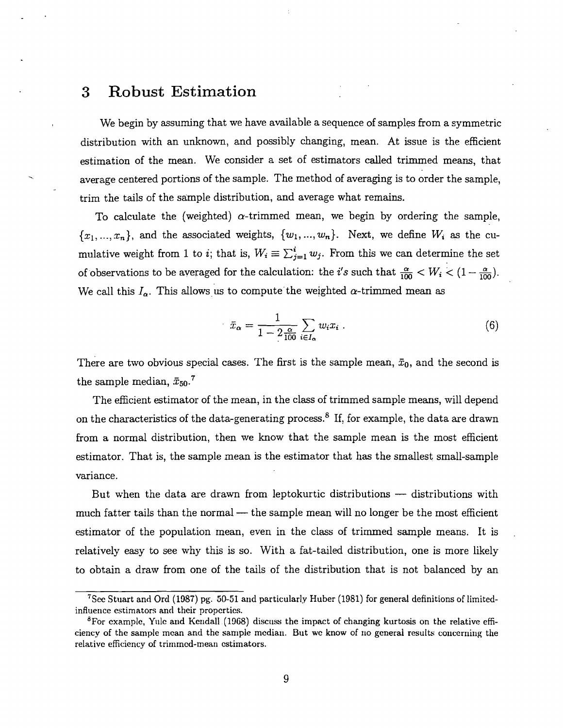## 3 Robust Estimation

We begin by assuming that we have available a sequence of samples from a symmetric distribution with an unknown, and possibly changing, mean. At issue is the efficient estimation of the mean. We consider a set of estimators called trimmed means, that average centered portions of the sample. The method of averaging is to order the sample, trim the tails of the sample distribution, and average what remains.

To calculate the (weighted) $\alpha$-trimmed mean, we begin by ordering the sample, $\{x_1, ..., x_n\}$, and the associated weights, $\{w_1, ..., w_n\}$. Next, we define $W_i$ as the cumulative weight from 1 to $i$; that is, $W_i \equiv \sum_{j=1}^{i} w_j$. From this we can determine the set of observations to be averaged for the calculation: the $i$'s such that $\frac{\alpha}{100} < W_i < (1 - \frac{\alpha}{100})$. We call this $I_\alpha$. This allows us to compute the weighted $\alpha$-trimmed mean as

$$\bar{x}_\alpha = \frac{1}{1 - 2\frac{\alpha}{100}} \sum_{i \in I_\alpha} w_i x_i \ . \tag{6}$$

There are two obvious special cases. The first is the sample mean, $\bar{x}_0$, and the second is the sample median, $\bar{x}_{50}$.[7]

The efficient estimator of the mean, in the class of trimmed sample means, will depend on the characteristics of the data-generating process.[8] If, for example, the data are drawn from a normal distribution, then we know that the sample mean is the most efficient estimator. That is, the sample mean is the estimator that has the smallest small-sample variance.

But when the data are drawn from leptokurtic distributions — distributions with much fatter tails than the normal — the sample mean will no longer be the most efficient estimator of the population mean, even in the class of trimmed sample means. It is relatively easy to see why this is so. With a fat-tailed distribution, one is more likely to obtain a draw from one of the tails of the distribution that is not balanced by an

---

[7] See Stuart and Ord (1987) pg. 50-51 and particularly Huber (1981) for general definitions of limited-influence estimators and their properties.

[8] For example, Yule and Kendall (1968) discuss the impact of changing kurtosis on the relative efficiency of the sample mean and the sample median. But we know of no general results concerning the relative efficiency of trimmed-mean estimators.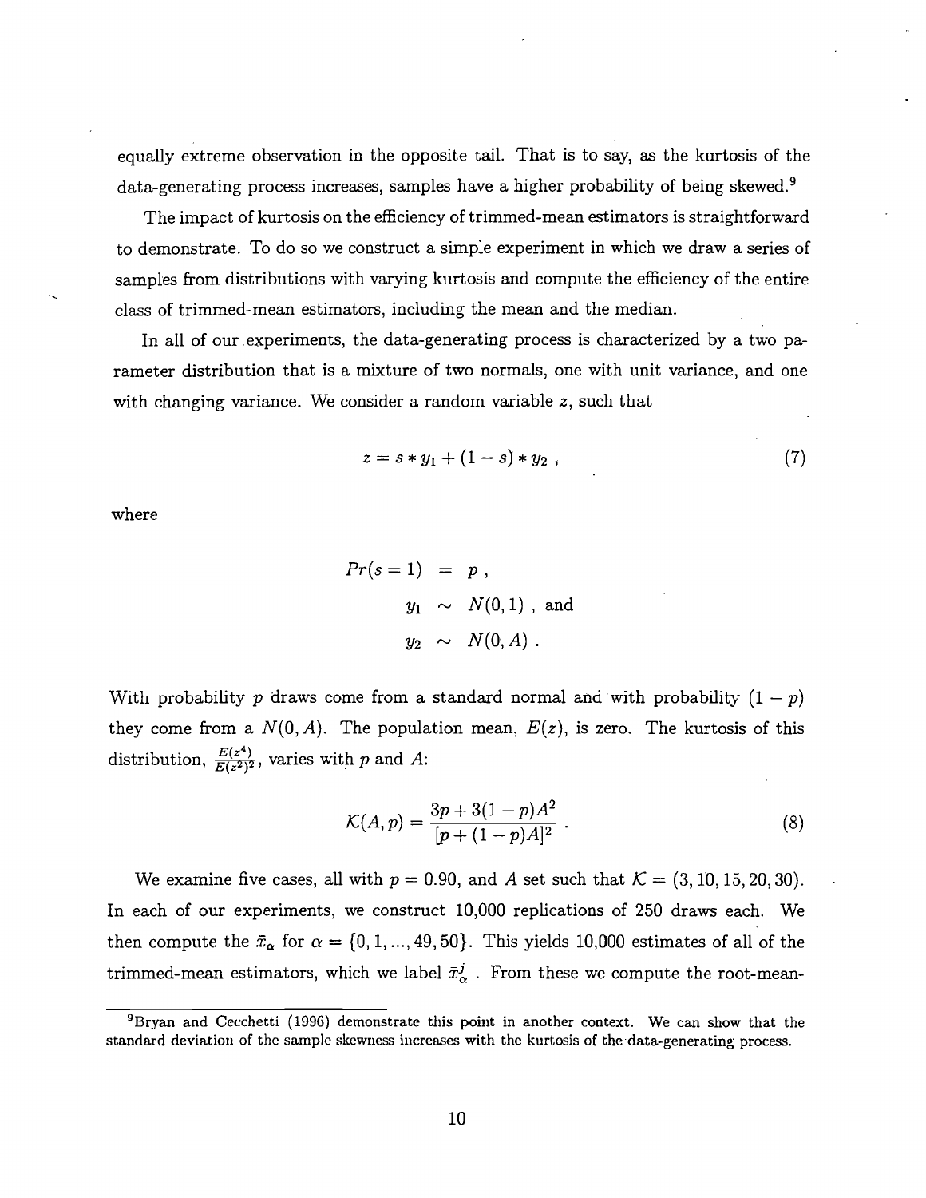equally extreme observation in the opposite tail. That is to say, as the kurtosis of the data-generating process increases, samples have a higher probability of being skewed.[9]

The impact of kurtosis on the efficiency of trimmed-mean estimators is straightforward to demonstrate. To do so we construct a simple experiment in which we draw a series of samples from distributions with varying kurtosis and compute the efficiency of the entire class of trimmed-mean estimators, including the mean and the median.

In all of our experiments, the data-generating process is characterized by a two parameter distribution that is a mixture of two normals, one with unit variance, and one with changing variance. We consider a random variable $z$, such that

$$z = s * y_1 + (1 - s) * y_2 \ , \tag{7}$$

where

$$\begin{aligned} Pr(s = 1) &= p \ , \\ y_1 &\sim N(0, 1) \ , \text{ and} \\ y_2 &\sim N(0, A) \ . \end{aligned}$$

With probability $p$ draws come from a standard normal and with probability $(1 - p)$ they come from a $N(0, A)$. The population mean, $E(z)$, is zero. The kurtosis of this distribution, $\frac{E(z^4)}{E(z^2)^2}$, varies with $p$ and $A$:

$$\mathcal{K}(A, p) = \frac{3p + 3(1 - p)A^2}{[p + (1 - p)A]^2} \ . \tag{8}$$

We examine five cases, all with $p = 0.90$, and $A$ set such that $\mathcal{K} = (3, 10, 15, 20, 30)$. In each of our experiments, we construct 10,000 replications of 250 draws each. We then compute the $\bar{x}_\alpha$ for $\alpha = \{0, 1, ..., 49, 50\}$. This yields 10,000 estimates of all of the trimmed-mean estimators, which we label $\bar{x}^j_\alpha$ . From these we compute the root-mean-

[9] Bryan and Cecchetti (1996) demonstrate this point in another context. We can show that the standard deviation of the sample skewness increases with the kurtosis of the data-generating process.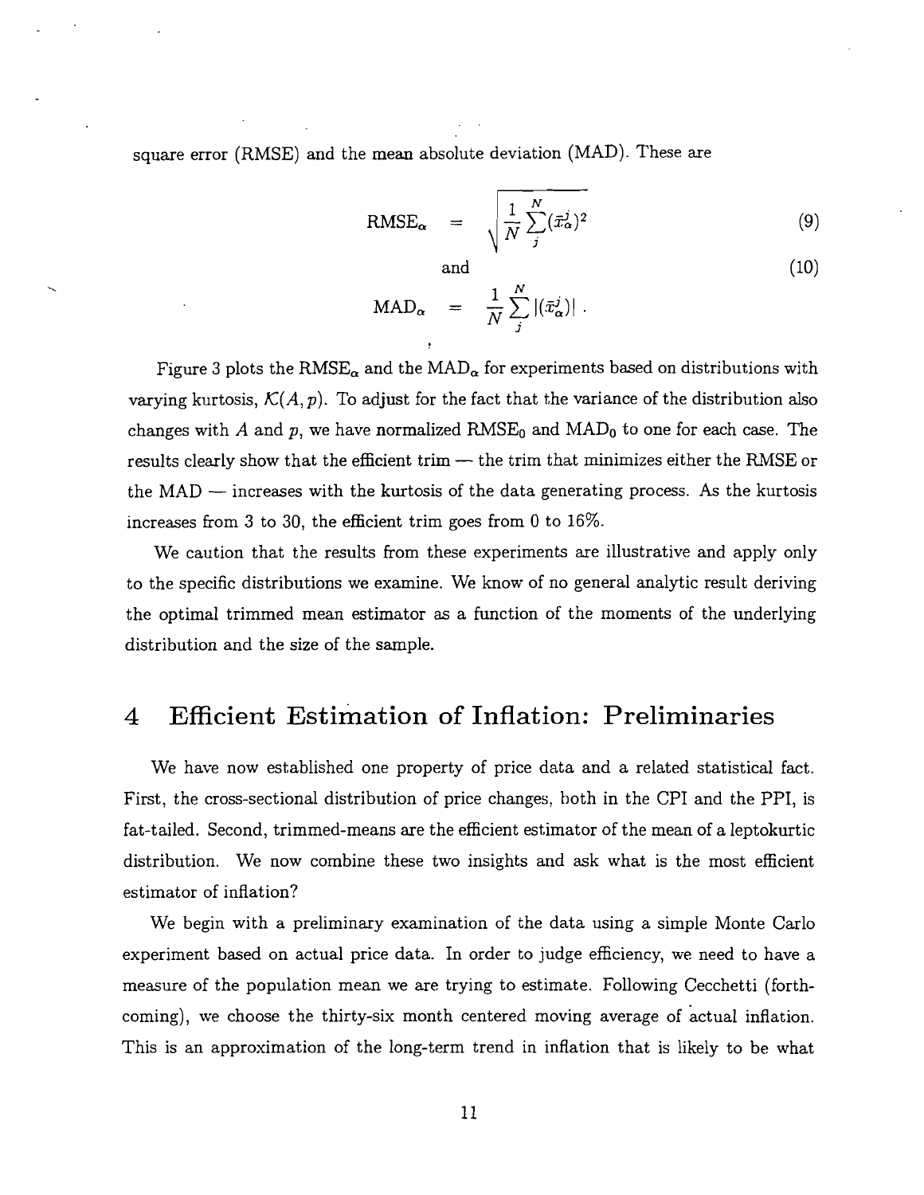square error (RMSE) and the mean absolute deviation (MAD). These are

$$\mathrm{RMSE}_\alpha = \sqrt{\frac{1}{N}\sum_j^N (\bar{x}_\alpha^j)^2} \tag{9}$$

and (10)

$$\mathrm{MAD}_\alpha = \frac{1}{N}\sum_j^N |(\bar{x}_\alpha^j)| .$$

Figure 3 plots the $\mathrm{RMSE}_\alpha$ and the $\mathrm{MAD}_\alpha$ for experiments based on distributions with varying kurtosis, $\mathcal{K}(A,p)$. To adjust for the fact that the variance of the distribution also changes with $A$ and $p$, we have normalized $\mathrm{RMSE}_0$ and $\mathrm{MAD}_0$ to one for each case. The results clearly show that the efficient trim — the trim that minimizes either the RMSE or the MAD — increases with the kurtosis of the data generating process. As the kurtosis increases from 3 to 30, the efficient trim goes from 0 to 16%.

We caution that the results from these experiments are illustrative and apply only to the specific distributions we examine. We know of no general analytic result deriving the optimal trimmed mean estimator as a function of the moments of the underlying distribution and the size of the sample.

# 4 Efficient Estimation of Inflation: Preliminaries

We have now established one property of price data and a related statistical fact. First, the cross-sectional distribution of price changes, both in the CPI and the PPI, is fat-tailed. Second, trimmed-means are the efficient estimator of the mean of a leptokurtic distribution. We now combine these two insights and ask what is the most efficient estimator of inflation?

We begin with a preliminary examination of the data using a simple Monte Carlo experiment based on actual price data. In order to judge efficiency, we need to have a measure of the population mean we are trying to estimate. Following Cecchetti (forthcoming), we choose the thirty-six month centered moving average of actual inflation. This is an approximation of the long-term trend in inflation that is likely to be what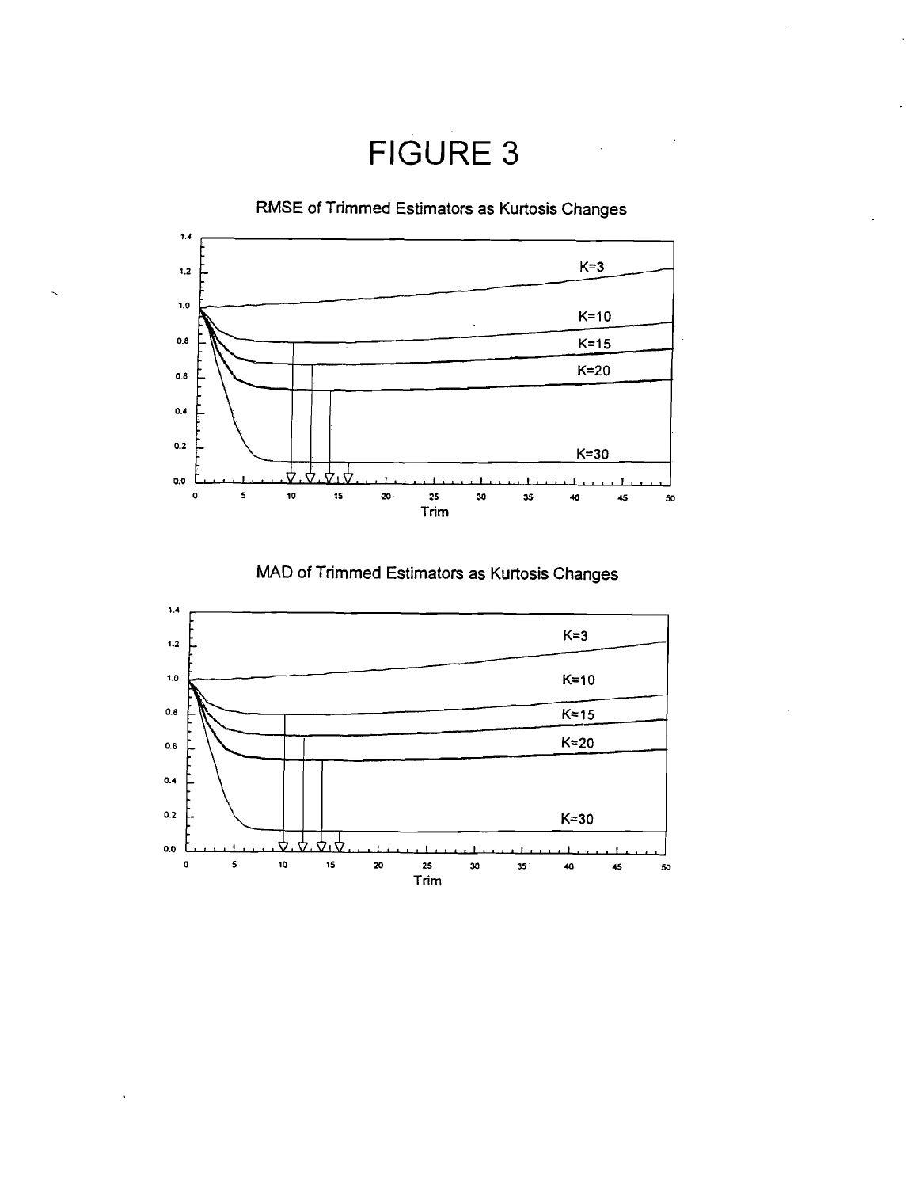# FIGURE 3

RMSE of Trimmed Estimators as Kurtosis Changes

MAD of Trimmed Estimators as Kurtosis Changes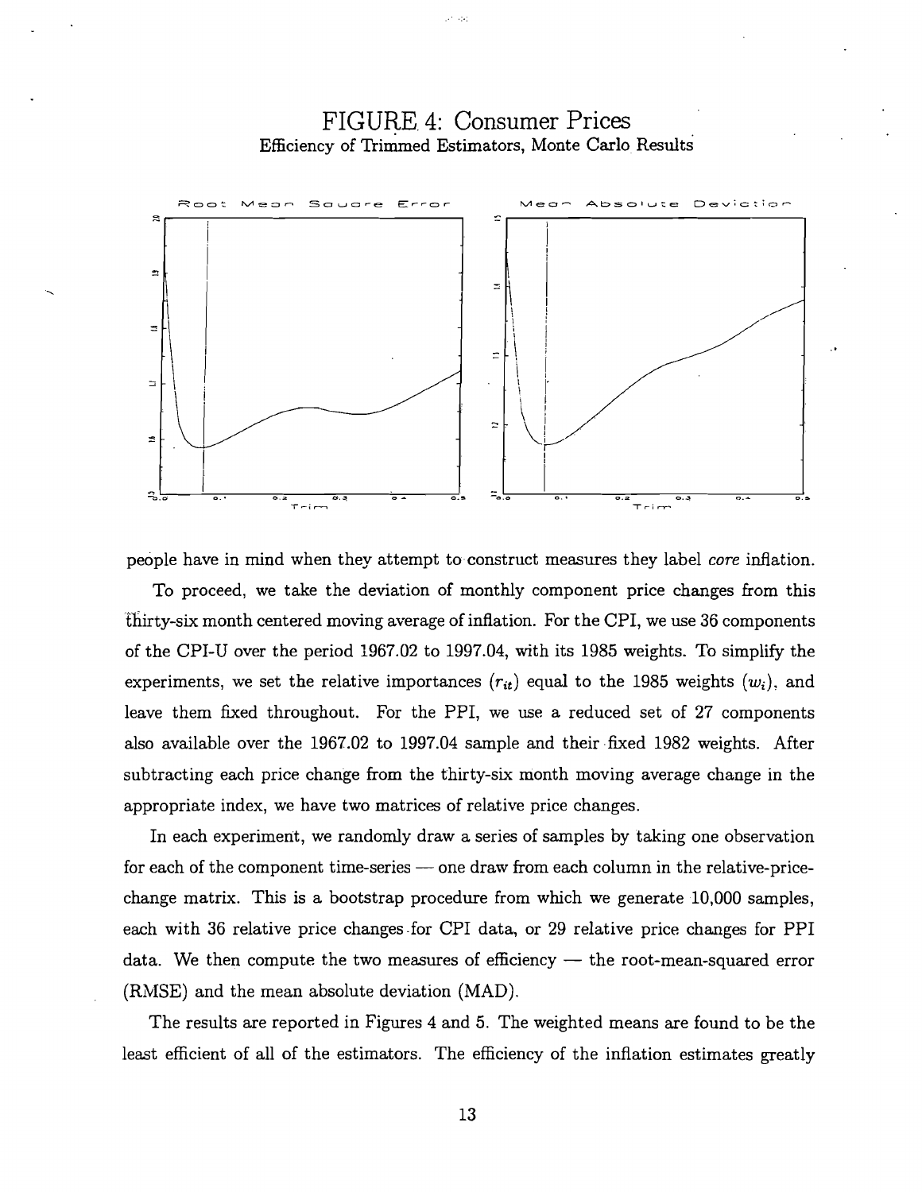FIGURE 4: Consumer Prices

Efficiency of Trimmed Estimators, Monte Carlo Results

people have in mind when they attempt to construct measures they label *core* inflation.

To proceed, we take the deviation of monthly component price changes from this thirty-six month centered moving average of inflation. For the CPI, we use 36 components of the CPI-U over the period 1967.02 to 1997.04, with its 1985 weights. To simplify the experiments, we set the relative importances ($r_{it}$) equal to the 1985 weights ($w_i$), and leave them fixed throughout. For the PPI, we use a reduced set of 27 components also available over the 1967.02 to 1997.04 sample and their fixed 1982 weights. After subtracting each price change from the thirty-six month moving average change in the appropriate index, we have two matrices of relative price changes.

In each experiment, we randomly draw a series of samples by taking one observation for each of the component time-series — one draw from each column in the relative-price-change matrix. This is a bootstrap procedure from which we generate 10,000 samples, each with 36 relative price changes for CPI data, or 29 relative price changes for PPI data. We then compute the two measures of efficiency — the root-mean-squared error (RMSE) and the mean absolute deviation (MAD).

The results are reported in Figures 4 and 5. The weighted means are found to be the least efficient of all of the estimators. The efficiency of the inflation estimates greatly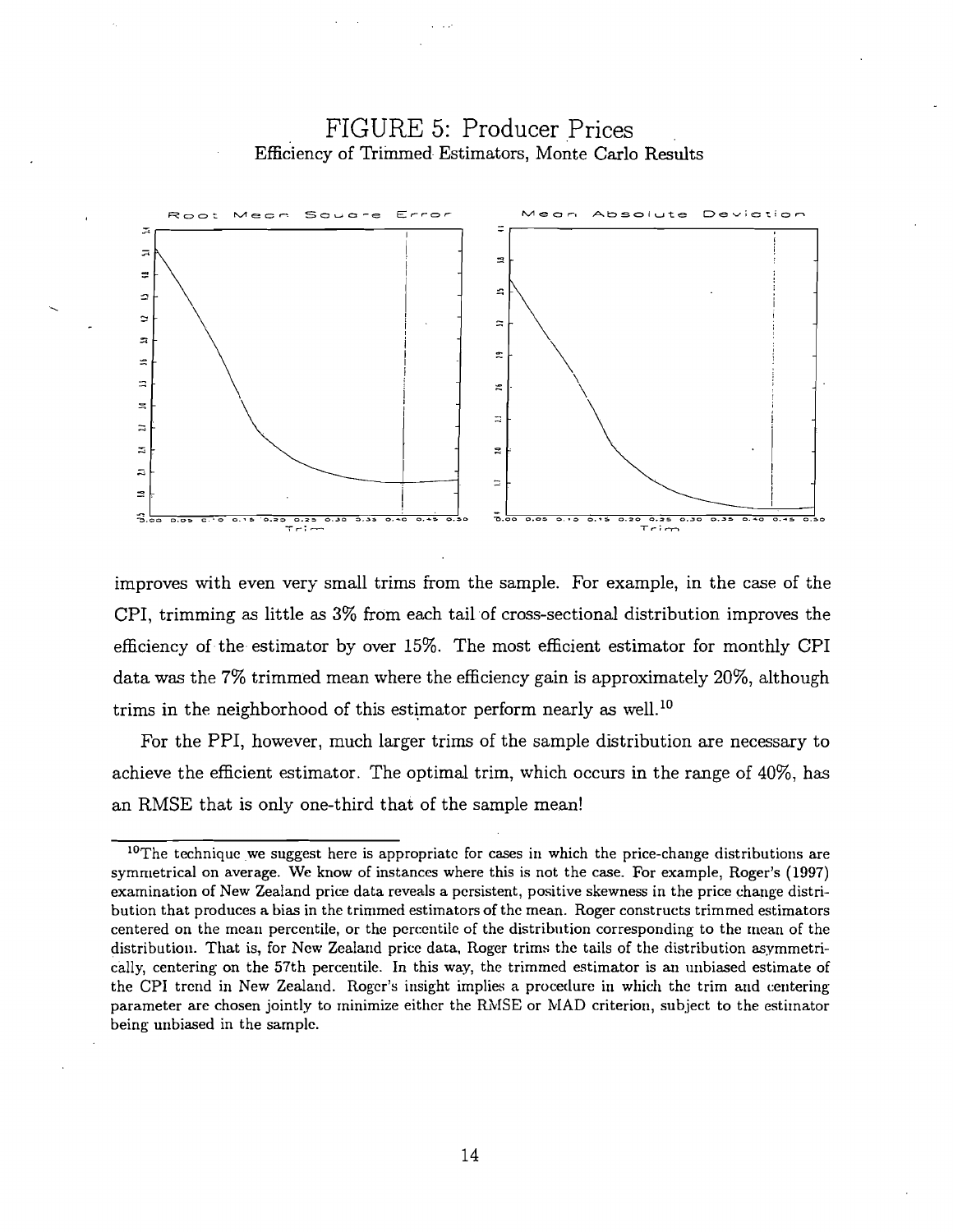# FIGURE 5: Producer Prices

Efficiency of Trimmed Estimators, Monte Carlo Results

improves with even very small trims from the sample. For example, in the case of the CPI, trimming as little as 3% from each tail of cross-sectional distribution improves the efficiency of the estimator by over 15%. The most efficient estimator for monthly CPI data was the 7% trimmed mean where the efficiency gain is approximately 20%, although trims in the neighborhood of this estimator perform nearly as well.[10]

For the PPI, however, much larger trims of the sample distribution are necessary to achieve the efficient estimator. The optimal trim, which occurs in the range of 40%, has an RMSE that is only one-third that of the sample mean!

---

[10] The technique we suggest here is appropriate for cases in which the price-change distributions are symmetrical on average. We know of instances where this is not the case. For example, Roger's (1997) examination of New Zealand price data reveals a persistent, positive skewness in the price change distribution that produces a bias in the trimmed estimators of the mean. Roger constructs trimmed estimators centered on the mean percentile, or the percentile of the distribution corresponding to the mean of the distribution. That is, for New Zealand price data, Roger trims the tails of the distribution asymmetrically, centering on the 57th percentile. In this way, the trimmed estimator is an unbiased estimate of the CPI trend in New Zealand. Roger's insight implies a procedure in which the trim and centering parameter are chosen jointly to minimize either the RMSE or MAD criterion, subject to the estimator being unbiased in the sample.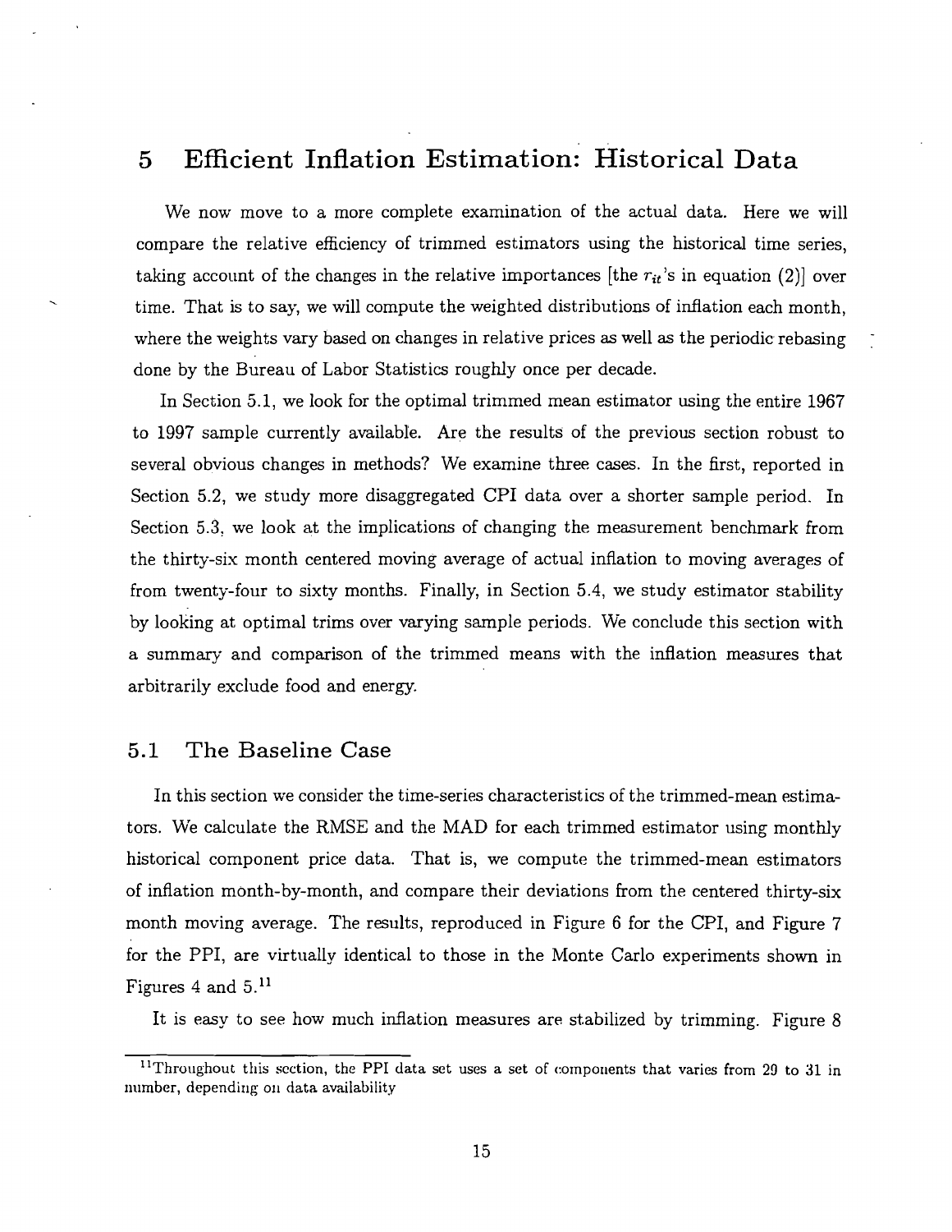# 5 Efficient Inflation Estimation: Historical Data

We now move to a more complete examination of the actual data. Here we will compare the relative efficiency of trimmed estimators using the historical time series, taking account of the changes in the relative importances [the $r_{it}$'s in equation (2)] over time. That is to say, we will compute the weighted distributions of inflation each month, where the weights vary based on changes in relative prices as well as the periodic rebasing done by the Bureau of Labor Statistics roughly once per decade.

In Section 5.1, we look for the optimal trimmed mean estimator using the entire 1967 to 1997 sample currently available. Are the results of the previous section robust to several obvious changes in methods? We examine three cases. In the first, reported in Section 5.2, we study more disaggregated CPI data over a shorter sample period. In Section 5.3, we look at the implications of changing the measurement benchmark from the thirty-six month centered moving average of actual inflation to moving averages of from twenty-four to sixty months. Finally, in Section 5.4, we study estimator stability by looking at optimal trims over varying sample periods. We conclude this section with a summary and comparison of the trimmed means with the inflation measures that arbitrarily exclude food and energy.

## 5.1 The Baseline Case

In this section we consider the time-series characteristics of the trimmed-mean estimators. We calculate the RMSE and the MAD for each trimmed estimator using monthly historical component price data. That is, we compute the trimmed-mean estimators of inflation month-by-month, and compare their deviations from the centered thirty-six month moving average. The results, reproduced in Figure 6 for the CPI, and Figure 7 for the PPI, are virtually identical to those in the Monte Carlo experiments shown in Figures 4 and 5.[11]

It is easy to see how much inflation measures are stabilized by trimming. Figure 8

[11] Throughout this section, the PPI data set uses a set of components that varies from 29 to 31 in number, depending on data availability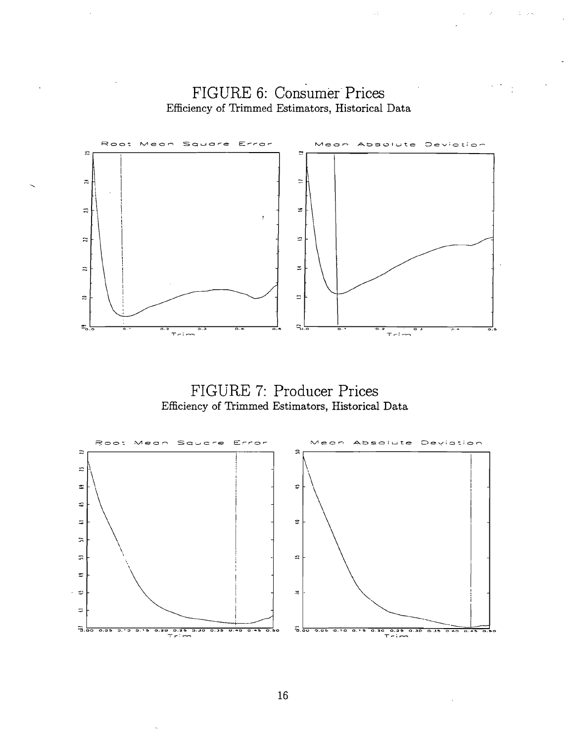# FIGURE 6: Consumer Prices

Efficiency of Trimmed Estimators, Historical Data

# FIGURE 7: Producer Prices

Efficiency of Trimmed Estimators, Historical Data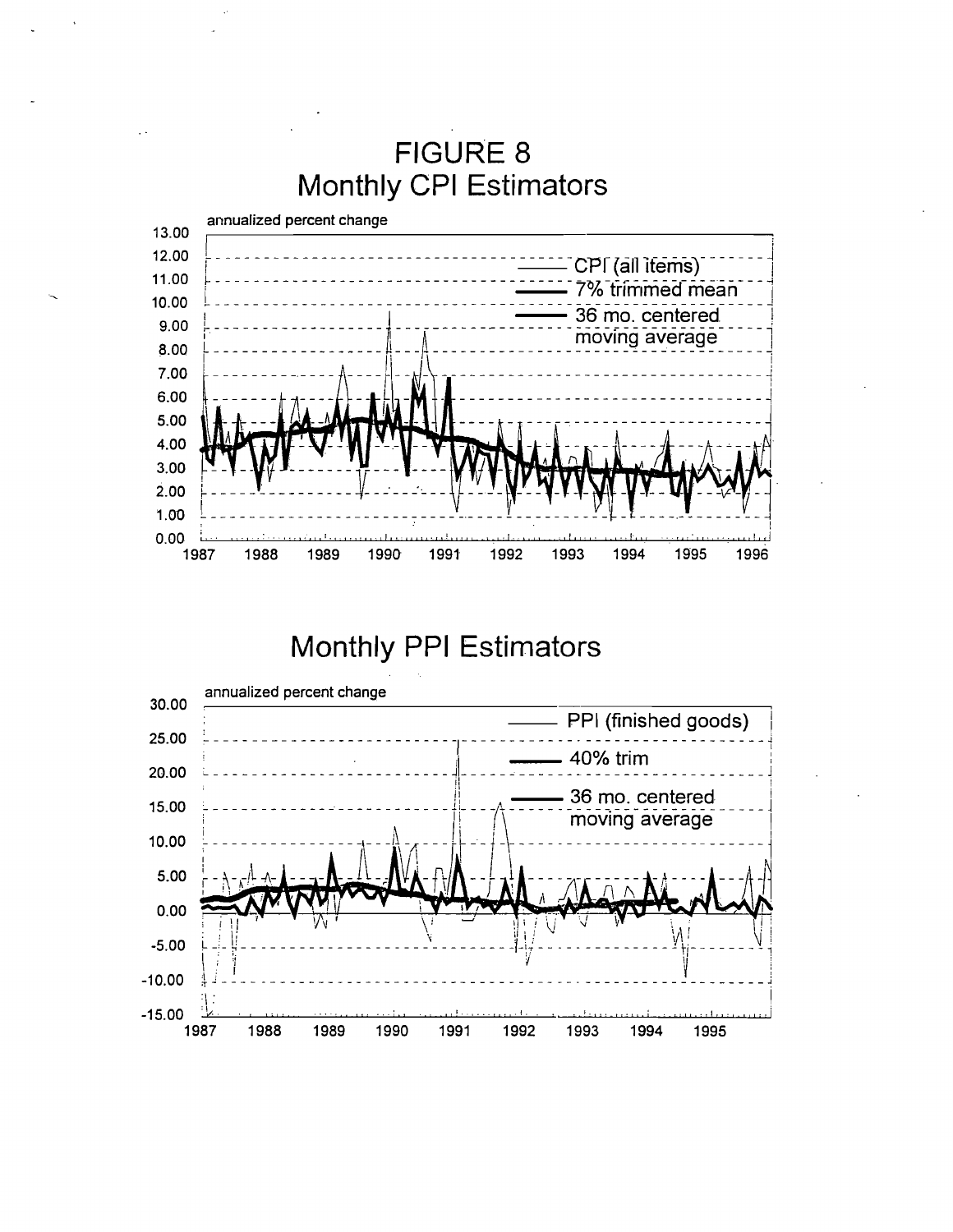# FIGURE 8

## Monthly CPI Estimators

annualized percent change

CPI (all items)

7% trimmed mean

36 mo. centered moving average

## Monthly PPI Estimators

annualized percent change

PPI (finished goods)

40% trim

36 mo. centered moving average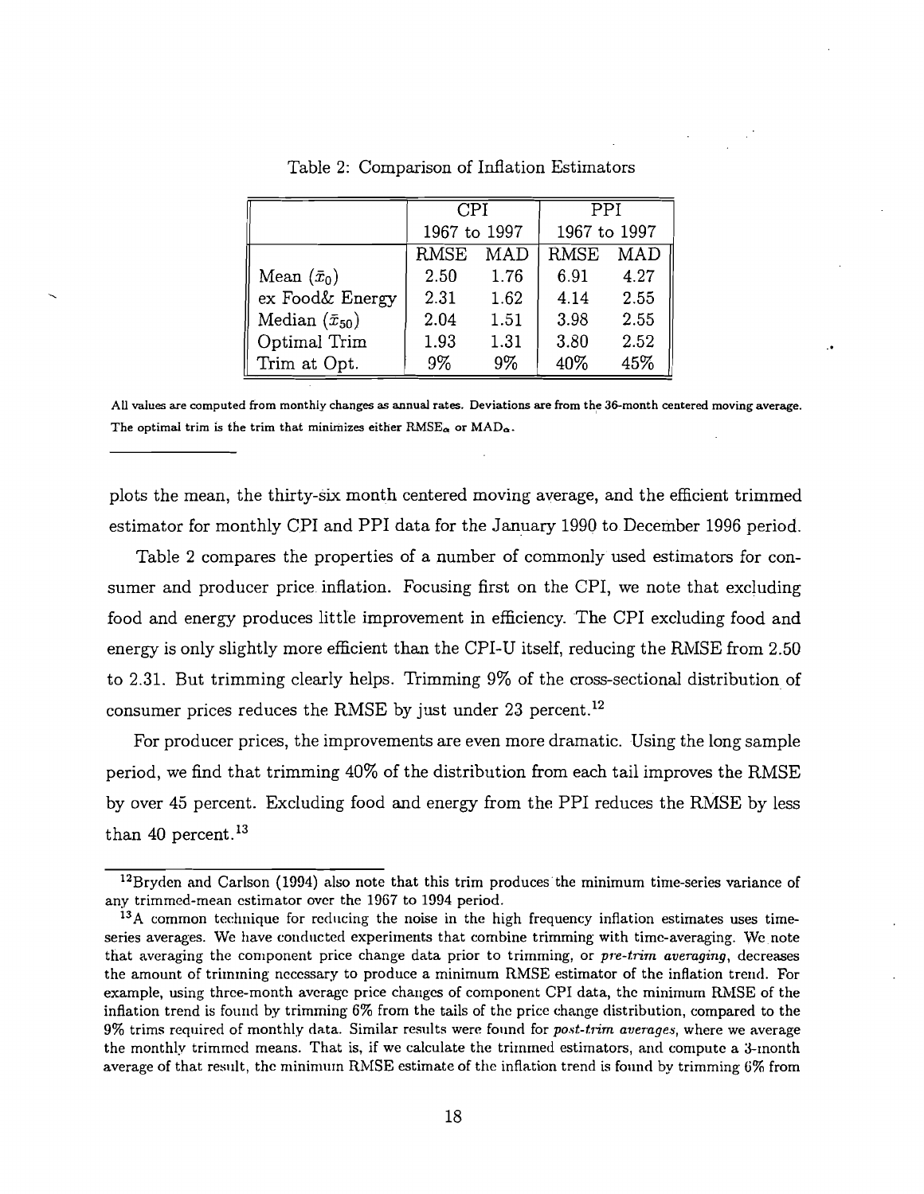Table 2: Comparison of Inflation Estimators

| | CPI | | PPI | |
|---|---|---|---|---|
| | 1967 to 1997 | | 1967 to 1997 | |
| | RMSE | MAD | RMSE | MAD |
| Mean ($\bar{x}_0$) | 2.50 | 1.76 | 6.91 | 4.27 |
| ex Food& Energy | 2.31 | 1.62 | 4.14 | 2.55 |
| Median ($\bar{x}_{50}$) | 2.04 | 1.51 | 3.98 | 2.55 |
| Optimal Trim | 1.93 | 1.31 | 3.80 | 2.52 |
| Trim at Opt. | 9% | 9% | 40% | 45% |

All values are computed from monthly changes as annual rates. Deviations are from the 36-month centered moving average. The optimal trim is the trim that minimizes either $\text{RMSE}_\alpha$ or $\text{MAD}_\alpha$.

plots the mean, the thirty-six month centered moving average, and the efficient trimmed estimator for monthly CPI and PPI data for the January 1990 to December 1996 period.

Table 2 compares the properties of a number of commonly used estimators for consumer and producer price inflation. Focusing first on the CPI, we note that excluding food and energy produces little improvement in efficiency. The CPI excluding food and energy is only slightly more efficient than the CPI-U itself, reducing the RMSE from 2.50 to 2.31. But trimming clearly helps. Trimming 9% of the cross-sectional distribution of consumer prices reduces the RMSE by just under 23 percent.[12]

For producer prices, the improvements are even more dramatic. Using the long sample period, we find that trimming 40% of the distribution from each tail improves the RMSE by over 45 percent. Excluding food and energy from the PPI reduces the RMSE by less than 40 percent.[13]

[12] Bryden and Carlson (1994) also note that this trim produces the minimum time-series variance of any trimmed-mean estimator over the 1967 to 1994 period.

[13] A common technique for reducing the noise in the high frequency inflation estimates uses time-series averages. We have conducted experiments that combine trimming with time-averaging. We note that averaging the component price change data prior to trimming, or *pre-trim averaging*, decreases the amount of trimming necessary to produce a minimum RMSE estimator of the inflation trend. For example, using three-month average price changes of component CPI data, the minimum RMSE of the inflation trend is found by trimming 6% from the tails of the price change distribution, compared to the 9% trims required of monthly data. Similar results were found for *post-trim averages*, where we average the monthly trimmed means. That is, if we calculate the trimmed estimators, and compute a 3-month average of that result, the minimum RMSE estimate of the inflation trend is found by trimming 6% from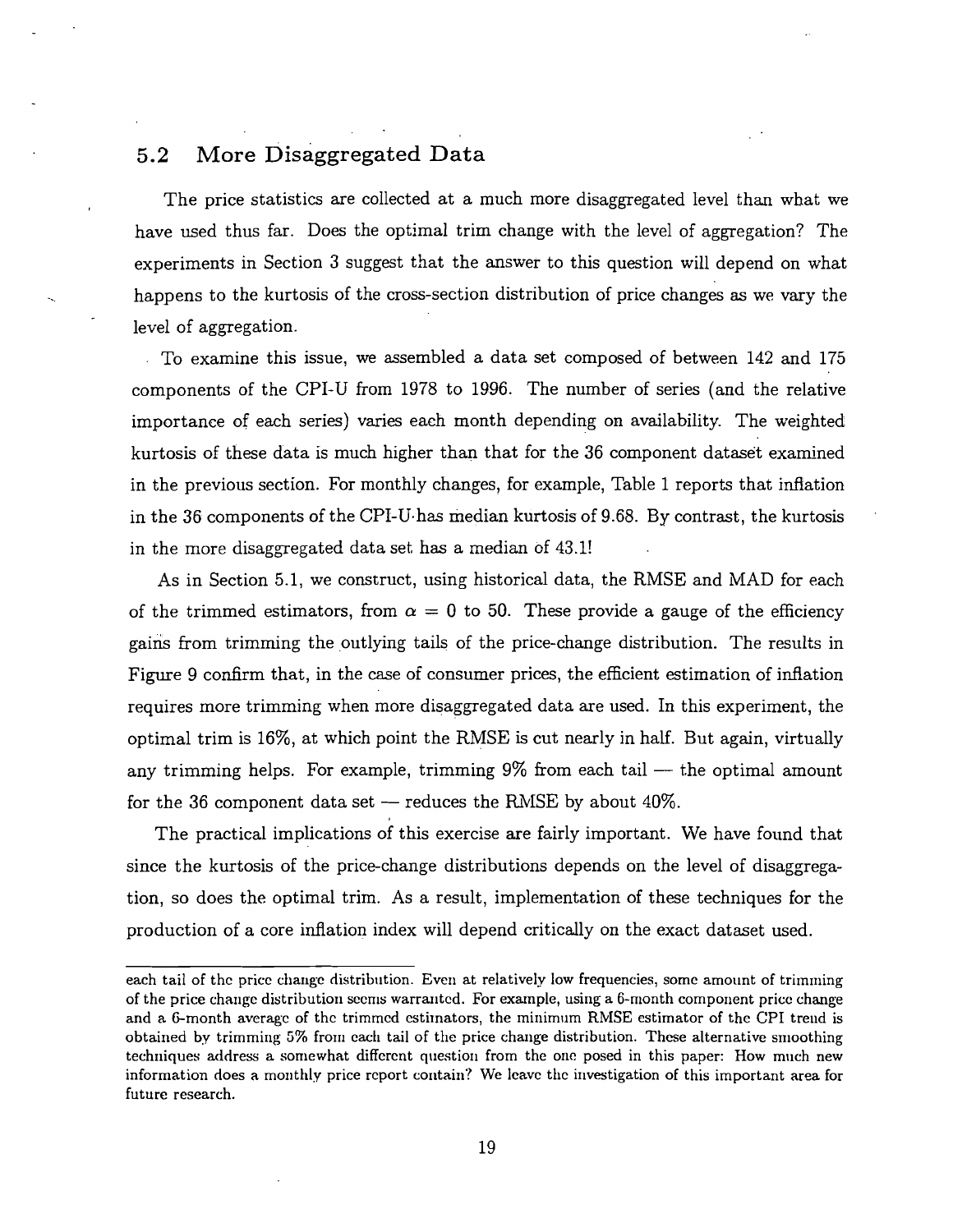## 5.2 More Disaggregated Data

The price statistics are collected at a much more disaggregated level than what we have used thus far. Does the optimal trim change with the level of aggregation? The experiments in Section 3 suggest that the answer to this question will depend on what happens to the kurtosis of the cross-section distribution of price changes as we vary the level of aggregation.

To examine this issue, we assembled a data set composed of between 142 and 175 components of the CPI-U from 1978 to 1996. The number of series (and the relative importance of each series) varies each month depending on availability. The weighted kurtosis of these data is much higher than that for the 36 component dataset examined in the previous section. For monthly changes, for example, Table 1 reports that inflation in the 36 components of the CPI-U has median kurtosis of 9.68. By contrast, the kurtosis in the more disaggregated data set has a median of 43.1!

As in Section 5.1, we construct, using historical data, the RMSE and MAD for each of the trimmed estimators, from $\alpha = 0$ to 50. These provide a gauge of the efficiency gains from trimming the outlying tails of the price-change distribution. The results in Figure 9 confirm that, in the case of consumer prices, the efficient estimation of inflation requires more trimming when more disaggregated data are used. In this experiment, the optimal trim is 16%, at which point the RMSE is cut nearly in half. But again, virtually any trimming helps. For example, trimming 9% from each tail — the optimal amount for the 36 component data set — reduces the RMSE by about 40%.

The practical implications of this exercise are fairly important. We have found that since the kurtosis of the price-change distributions depends on the level of disaggregation, so does the optimal trim. As a result, implementation of these techniques for the production of a core inflation index will depend critically on the exact dataset used.

---

each tail of the price change distribution. Even at relatively low frequencies, some amount of trimming of the price change distribution seems warranted. For example, using a 6-month component price change and a 6-month average of the trimmed estimators, the minimum RMSE estimator of the CPI trend is obtained by trimming 5% from each tail of the price change distribution. These alternative smoothing techniques address a somewhat different question from the one posed in this paper: How much new information does a monthly price report contain? We leave the investigation of this important area for future research.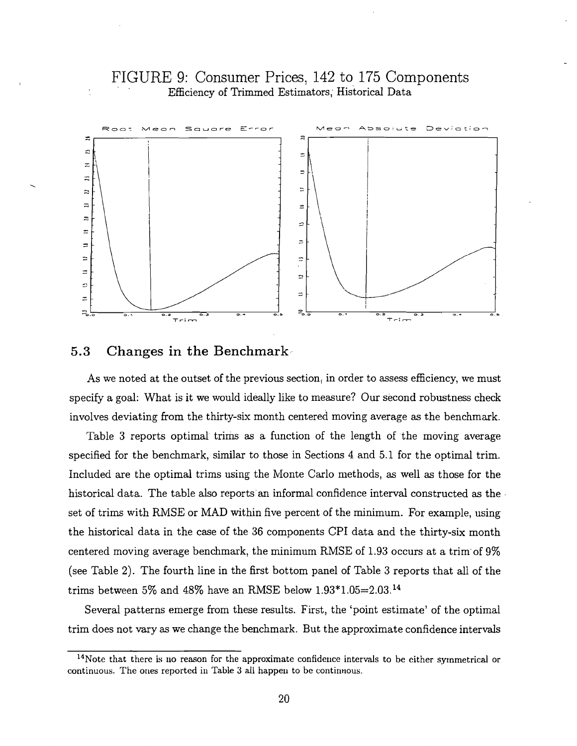FIGURE 9: Consumer Prices, 142 to 175 Components

Efficiency of Trimmed Estimators, Historical Data

## 5.3 Changes in the Benchmark

As we noted at the outset of the previous section, in order to assess efficiency, we must specify a goal: What is it we would ideally like to measure? Our second robustness check involves deviating from the thirty-six month centered moving average as the benchmark.

Table 3 reports optimal trims as a function of the length of the moving average specified for the benchmark, similar to those in Sections 4 and 5.1 for the optimal trim. Included are the optimal trims using the Monte Carlo methods, as well as those for the historical data. The table also reports an informal confidence interval constructed as the set of trims with RMSE or MAD within five percent of the minimum. For example, using the historical data in the case of the 36 components CPI data and the thirty-six month centered moving average benchmark, the minimum RMSE of 1.93 occurs at a trim of 9% (see Table 2). The fourth line in the first bottom panel of Table 3 reports that all of the trims between 5% and 48% have an RMSE below 1.93*1.05=2.03.[14]

Several patterns emerge from these results. First, the 'point estimate' of the optimal trim does not vary as we change the benchmark. But the approximate confidence intervals

[14]Note that there is no reason for the approximate confidence intervals to be either symmetrical or continuous. The ones reported in Table 3 all happen to be continuous.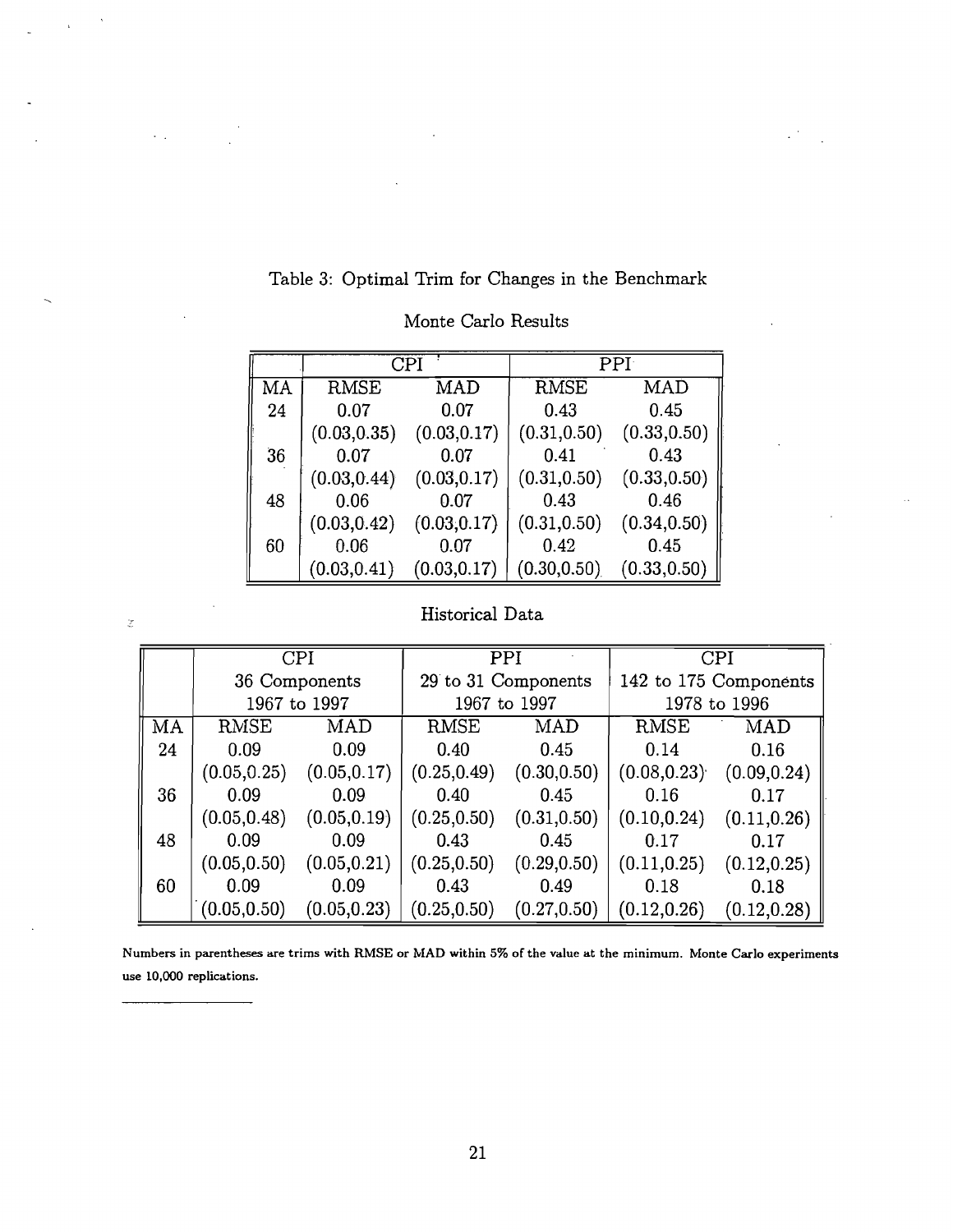Table 3: Optimal Trim for Changes in the Benchmark

Monte Carlo Results

| | CPI | | PPI | |
|---|---|---|---|---|
| MA | RMSE | MAD | RMSE | MAD |
| 24 | 0.07 | 0.07 | 0.43 | 0.45 |
| | (0.03,0.35) | (0.03,0.17) | (0.31,0.50) | (0.33,0.50) |
| 36 | 0.07 | 0.07 | 0.41 | 0.43 |
| | (0.03,0.44) | (0.03,0.17) | (0.31,0.50) | (0.33,0.50) |
| 48 | 0.06 | 0.07 | 0.43 | 0.46 |
| | (0.03,0.42) | (0.03,0.17) | (0.31,0.50) | (0.34,0.50) |
| 60 | 0.06 | 0.07 | 0.42 | 0.45 |
| | (0.03,0.41) | (0.03,0.17) | (0.30,0.50) | (0.33,0.50) |

Historical Data

| | CPI 36 Components 1967 to 1997 | | PPI 29 to 31 Components 1967 to 1997 | | CPI 142 to 175 Components 1978 to 1996 | |
|---|---|---|---|---|---|---|
| MA | RMSE | MAD | RMSE | MAD | RMSE | MAD |
| 24 | 0.09 | 0.09 | 0.40 | 0.45 | 0.14 | 0.16 |
| | (0.05,0.25) | (0.05,0.17) | (0.25,0.49) | (0.30,0.50) | (0.08,0.23) | (0.09,0.24) |
| 36 | 0.09 | 0.09 | 0.40 | 0.45 | 0.16 | 0.17 |
| | (0.05,0.48) | (0.05,0.19) | (0.25,0.50) | (0.31,0.50) | (0.10,0.24) | (0.11,0.26) |
| 48 | 0.09 | 0.09 | 0.43 | 0.45 | 0.17 | 0.17 |
| | (0.05,0.50) | (0.05,0.21) | (0.25,0.50) | (0.29,0.50) | (0.11,0.25) | (0.12,0.25) |
| 60 | 0.09 | 0.09 | 0.43 | 0.49 | 0.18 | 0.18 |
| | (0.05,0.50) | (0.05,0.23) | (0.25,0.50) | (0.27,0.50) | (0.12,0.26) | (0.12,0.28) |

Numbers in parentheses are trims with RMSE or MAD within 5% of the value at the minimum. Monte Carlo experiments use 10,000 replications.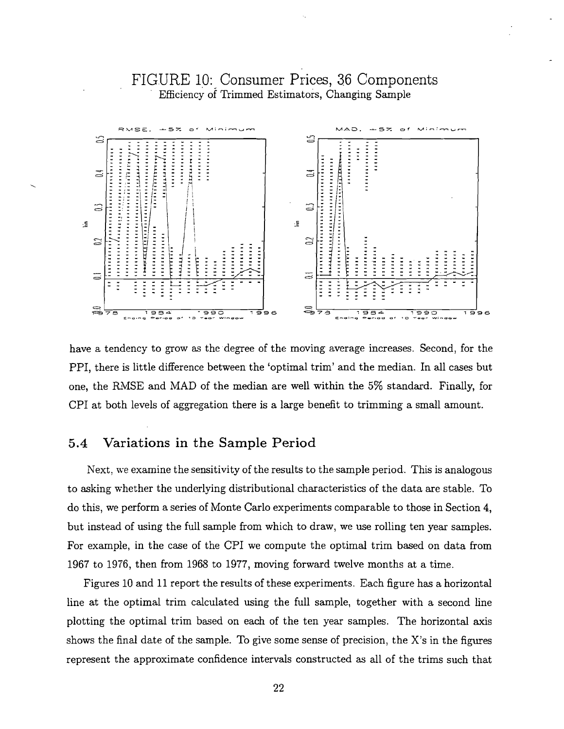# FIGURE 10: Consumer Prices, 36 Components

Efficiency of Trimmed Estimators, Changing Sample

have a tendency to grow as the degree of the moving average increases. Second, for the PPI, there is little difference between the 'optimal trim' and the median. In all cases but one, the RMSE and MAD of the median are well within the 5% standard. Finally, for CPI at both levels of aggregation there is a large benefit to trimming a small amount.

## 5.4 Variations in the Sample Period

Next, we examine the sensitivity of the results to the sample period. This is analogous to asking whether the underlying distributional characteristics of the data are stable. To do this, we perform a series of Monte Carlo experiments comparable to those in Section 4, but instead of using the full sample from which to draw, we use rolling ten year samples. For example, in the case of the CPI we compute the optimal trim based on data from 1967 to 1976, then from 1968 to 1977, moving forward twelve months at a time.

Figures 10 and 11 report the results of these experiments. Each figure has a horizontal line at the optimal trim calculated using the full sample, together with a second line plotting the optimal trim based on each of the ten year samples. The horizontal axis shows the final date of the sample. To give some sense of precision, the X's in the figures represent the approximate confidence intervals constructed as all of the trims such that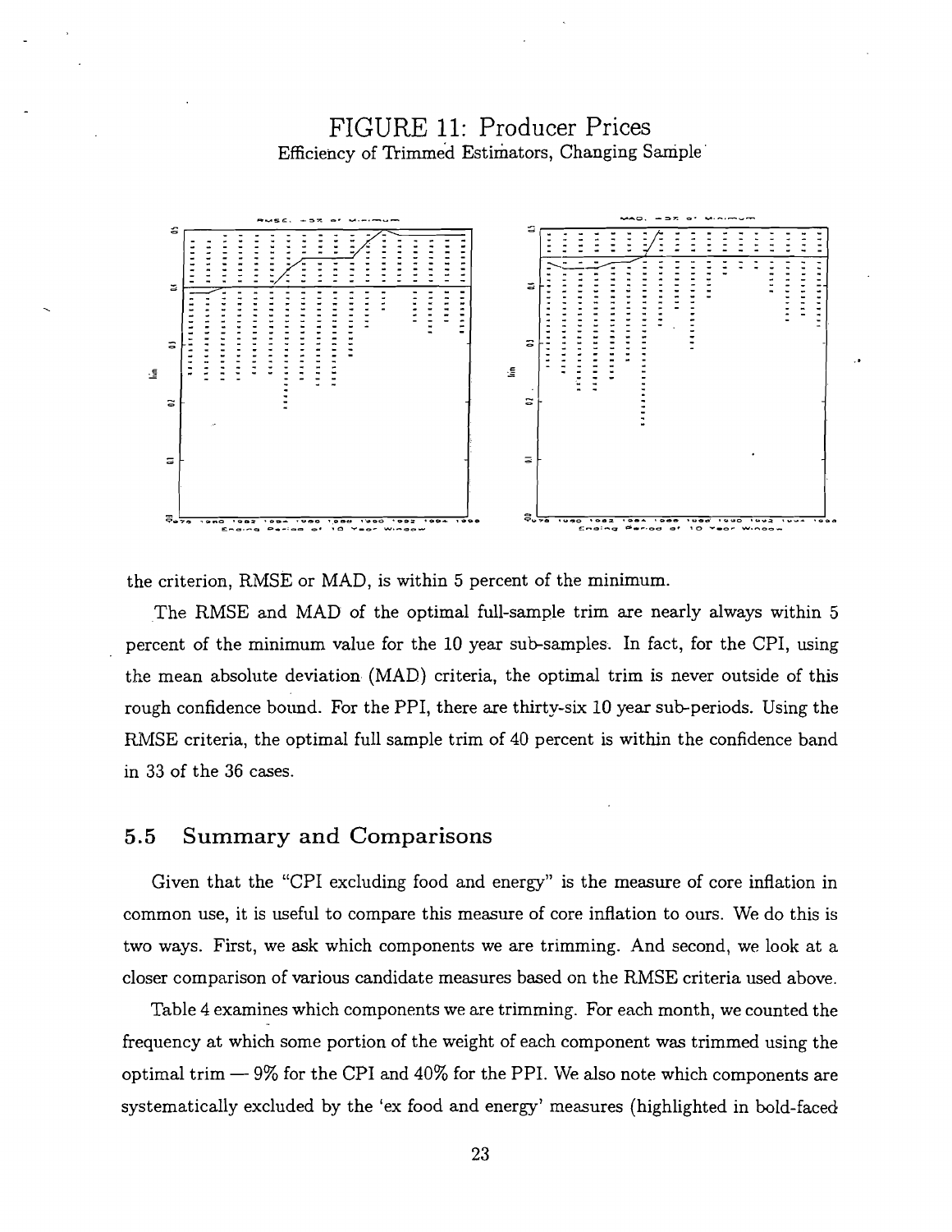# FIGURE 11: Producer Prices

Efficiency of Trimmed Estimators, Changing Sample

the criterion, RMSE or MAD, is within 5 percent of the minimum.

The RMSE and MAD of the optimal full-sample trim are nearly always within 5 percent of the minimum value for the 10 year sub-samples. In fact, for the CPI, using the mean absolute deviation (MAD) criteria, the optimal trim is never outside of this rough confidence bound. For the PPI, there are thirty-six 10 year sub-periods. Using the RMSE criteria, the optimal full sample trim of 40 percent is within the confidence band in 33 of the 36 cases.

## 5.5 Summary and Comparisons

Given that the "CPI excluding food and energy" is the measure of core inflation in common use, it is useful to compare this measure of core inflation to ours. We do this is two ways. First, we ask which components we are trimming. And second, we look at a closer comparison of various candidate measures based on the RMSE criteria used above.

Table 4 examines which components we are trimming. For each month, we counted the frequency at which some portion of the weight of each component was trimmed using the optimal trim — 9% for the CPI and 40% for the PPI. We also note which components are systematically excluded by the 'ex food and energy' measures (highlighted in bold-faced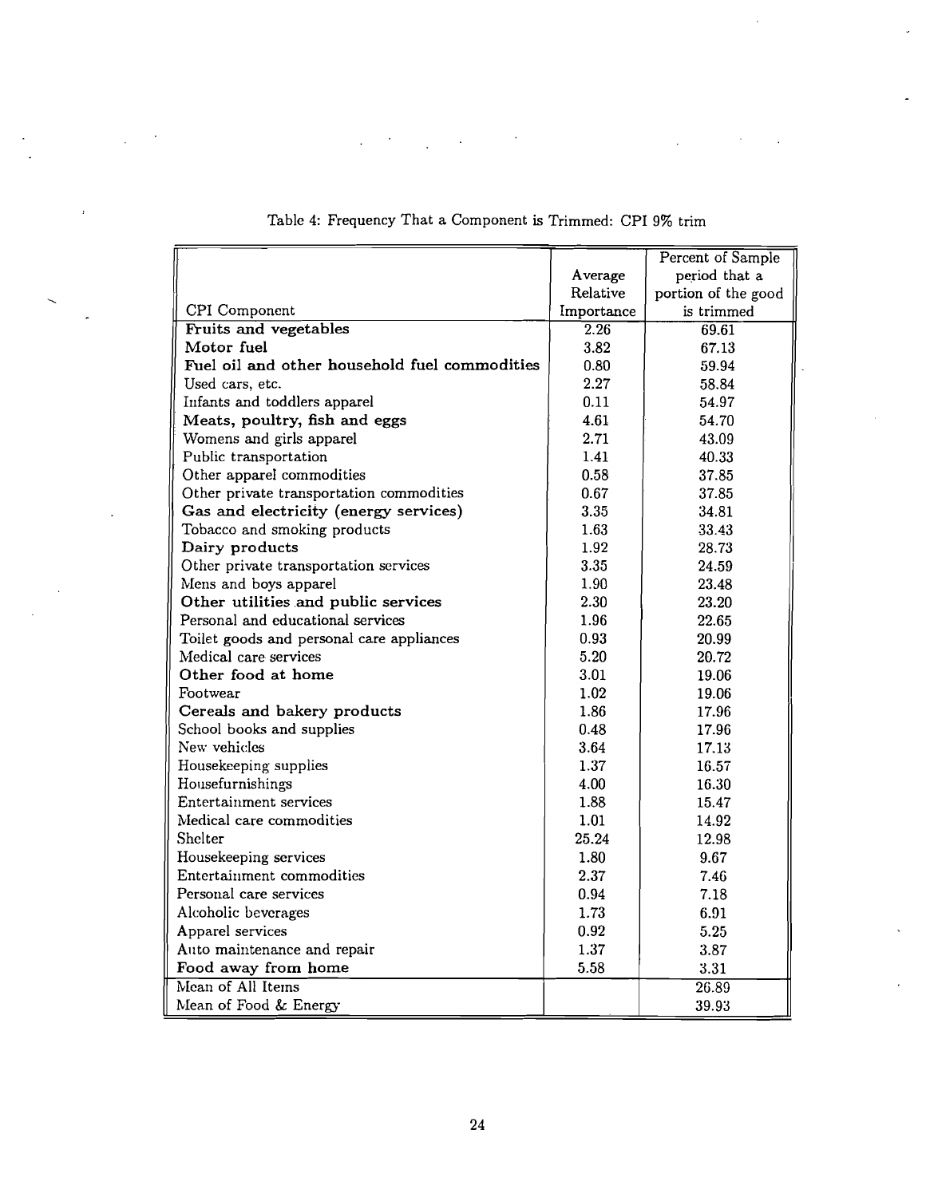Table 4: Frequency That a Component is Trimmed: CPI 9% trim

| CPI Component | Average Relative Importance | Percent of Sample period that a portion of the good is trimmed |
|---|---|---|
| **Fruits and vegetables** | 2.26 | 69.61 |
| **Motor fuel** | 3.82 | 67.13 |
| **Fuel oil and other household fuel commodities** | 0.80 | 59.94 |
| Used cars, etc. | 2.27 | 58.84 |
| Infants and toddlers apparel | 0.11 | 54.97 |
| **Meats, poultry, fish and eggs** | 4.61 | 54.70 |
| Womens and girls apparel | 2.71 | 43.09 |
| Public transportation | 1.41 | 40.33 |
| Other apparel commodities | 0.58 | 37.85 |
| Other private transportation commodities | 0.67 | 37.85 |
| **Gas and electricity (energy services)** | 3.35 | 34.81 |
| Tobacco and smoking products | 1.63 | 33.43 |
| **Dairy products** | 1.92 | 28.73 |
| Other private transportation services | 3.35 | 24.59 |
| Mens and boys apparel | 1.90 | 23.48 |
| **Other utilities and public services** | 2.30 | 23.20 |
| Personal and educational services | 1.96 | 22.65 |
| Toilet goods and personal care appliances | 0.93 | 20.99 |
| Medical care services | 5.20 | 20.72 |
| **Other food at home** | 3.01 | 19.06 |
| Footwear | 1.02 | 19.06 |
| **Cereals and bakery products** | 1.86 | 17.96 |
| School books and supplies | 0.48 | 17.96 |
| New vehicles | 3.64 | 17.13 |
| Housekeeping supplies | 1.37 | 16.57 |
| Housefurnishings | 4.00 | 16.30 |
| Entertainment services | 1.88 | 15.47 |
| Medical care commodities | 1.01 | 14.92 |
| Shelter | 25.24 | 12.98 |
| Housekeeping services | 1.80 | 9.67 |
| Entertainment commodities | 2.37 | 7.46 |
| Personal care services | 0.94 | 7.18 |
| Alcoholic beverages | 1.73 | 6.91 |
| Apparel services | 0.92 | 5.25 |
| Auto maintenance and repair | 1.37 | 3.87 |
| **Food away from home** | 5.58 | 3.31 |
| Mean of All Items | | 26.89 |
| Mean of Food & Energy | | 39.93 |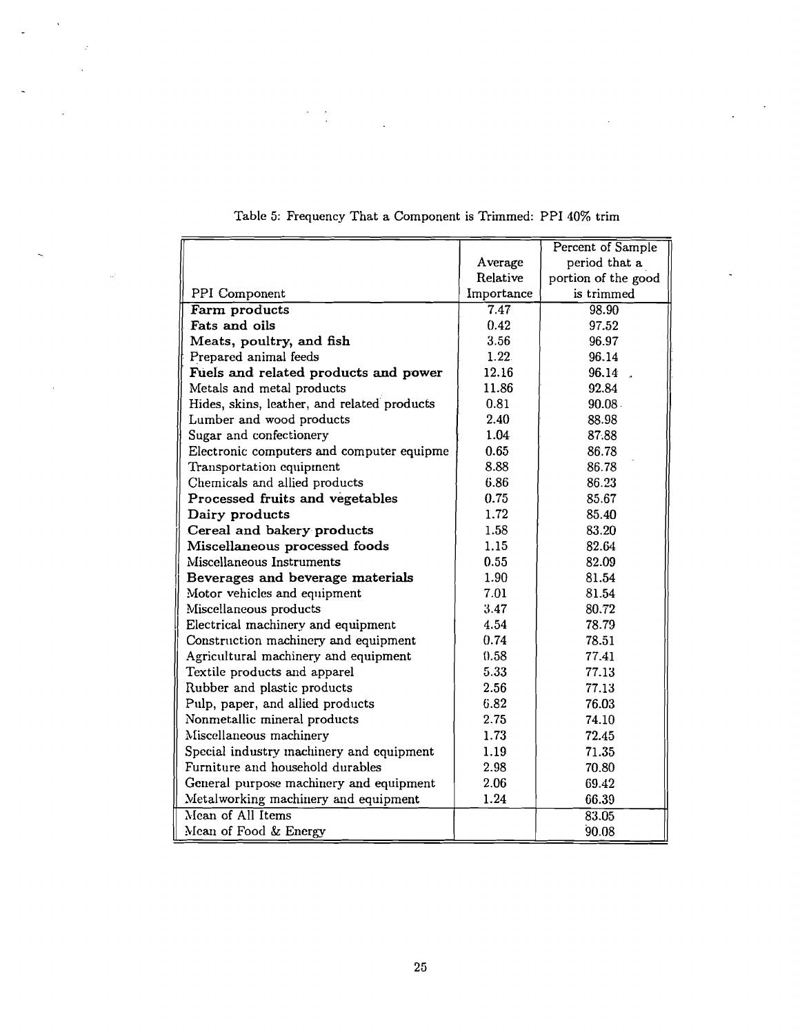Table 5: Frequency That a Component is Trimmed: PPI 40% trim

| PPI Component | Average Relative Importance | Percent of Sample period that a portion of the good is trimmed |
|---|---|---|
| **Farm products** | 7.47 | 98.90 |
| **Fats and oils** | 0.42 | 97.52 |
| **Meats, poultry, and fish** | 3.56 | 96.97 |
| Prepared animal feeds | 1.22 | 96.14 |
| **Fuels and related products and power** | 12.16 | 96.14 |
| Metals and metal products | 11.86 | 92.84 |
| Hides, skins, leather, and related products | 0.81 | 90.08 |
| Lumber and wood products | 2.40 | 88.98 |
| Sugar and confectionery | 1.04 | 87.88 |
| Electronic computers and computer equipme | 0.65 | 86.78 |
| Transportation equipment | 8.88 | 86.78 |
| Chemicals and allied products | 6.86 | 86.23 |
| **Processed fruits and vegetables** | 0.75 | 85.67 |
| **Dairy products** | 1.72 | 85.40 |
| **Cereal and bakery products** | 1.58 | 83.20 |
| **Miscellaneous processed foods** | 1.15 | 82.64 |
| Miscellaneous Instruments | 0.55 | 82.09 |
| **Beverages and beverage materials** | 1.90 | 81.54 |
| Motor vehicles and equipment | 7.01 | 81.54 |
| Miscellaneous products | 3.47 | 80.72 |
| Electrical machinery and equipment | 4.54 | 78.79 |
| Construction machinery and equipment | 0.74 | 78.51 |
| Agricultural machinery and equipment | 0.58 | 77.41 |
| Textile products and apparel | 5.33 | 77.13 |
| Rubber and plastic products | 2.56 | 77.13 |
| Pulp, paper, and allied products | 6.82 | 76.03 |
| Nonmetallic mineral products | 2.75 | 74.10 |
| Miscellaneous machinery | 1.73 | 72.45 |
| Special industry machinery and equipment | 1.19 | 71.35 |
| Furniture and household durables | 2.98 | 70.80 |
| General purpose machinery and equipment | 2.06 | 69.42 |
| Metalworking machinery and equipment | 1.24 | 66.39 |
| Mean of All Items | | 83.05 |
| Mean of Food & Energy | | 90.08 |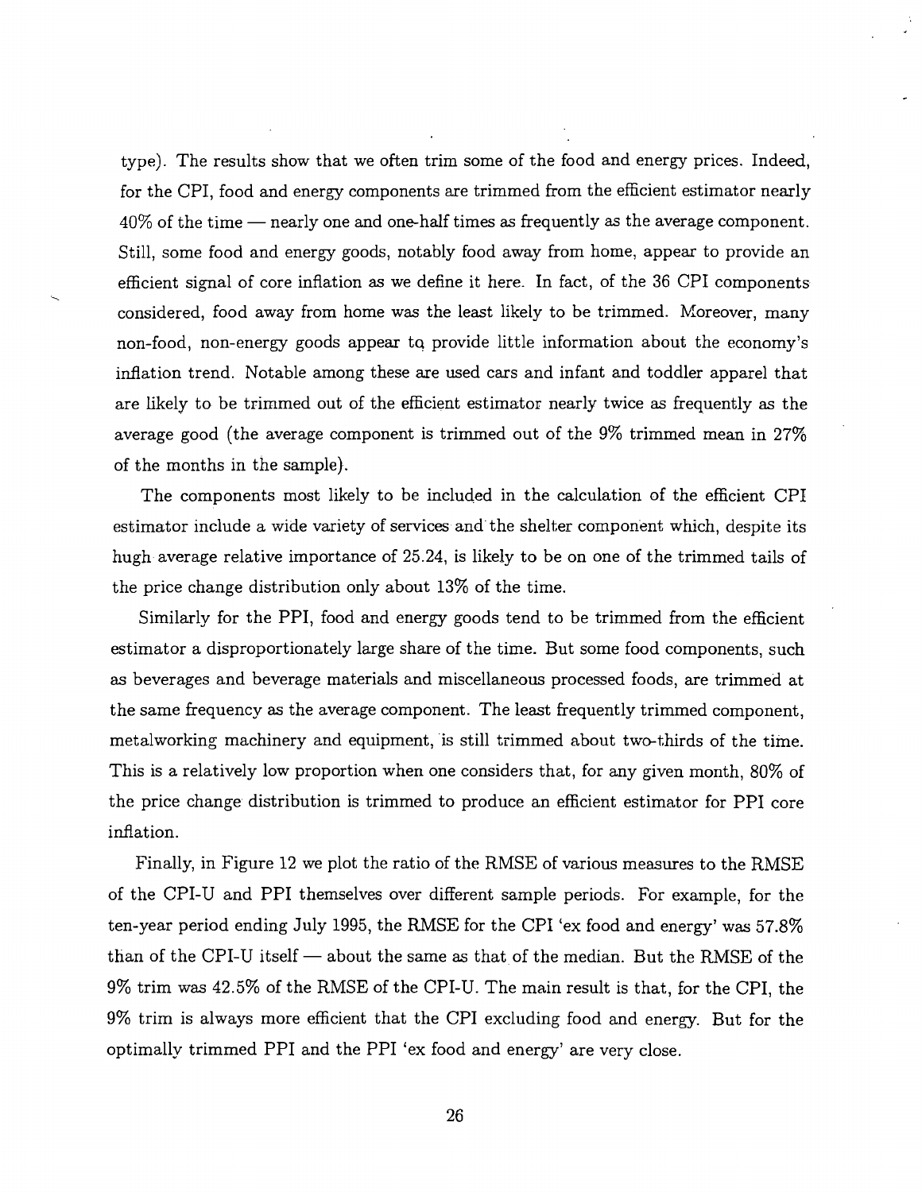type). The results show that we often trim some of the food and energy prices. Indeed, for the CPI, food and energy components are trimmed from the efficient estimator nearly 40% of the time — nearly one and one-half times as frequently as the average component. Still, some food and energy goods, notably food away from home, appear to provide an efficient signal of core inflation as we define it here. In fact, of the 36 CPI components considered, food away from home was the least likely to be trimmed. Moreover, many non-food, non-energy goods appear tq provide little information about the economy's inflation trend. Notable among these are used cars and infant and toddler apparel that are likely to be trimmed out of the efficient estimator nearly twice as frequently as the average good (the average component is trimmed out of the 9% trimmed mean in 27% of the months in the sample).

The components most likely to be included in the calculation of the efficient CPI estimator include a wide variety of services and the shelter component which, despite its hugh average relative importance of 25.24, is likely to be on one of the trimmed tails of the price change distribution only about 13% of the time.

Similarly for the PPI, food and energy goods tend to be trimmed from the efficient estimator a disproportionately large share of the time. But some food components, such as beverages and beverage materials and miscellaneous processed foods, are trimmed at the same frequency as the average component. The least frequently trimmed component, metalworking machinery and equipment, is still trimmed about two-thirds of the time. This is a relatively low proportion when one considers that, for any given month, 80% of the price change distribution is trimmed to produce an efficient estimator for PPI core inflation.

Finally, in Figure 12 we plot the ratio of the RMSE of various measures to the RMSE of the CPI-U and PPI themselves over different sample periods. For example, for the ten-year period ending July 1995, the RMSE for the CPI 'ex food and energy' was 57.8% than of the CPI-U itself — about the same as that of the median. But the RMSE of the 9% trim was 42.5% of the RMSE of the CPI-U. The main result is that, for the CPI, the 9% trim is always more efficient that the CPI excluding food and energy. But for the optimally trimmed PPI and the PPI 'ex food and energy' are very close.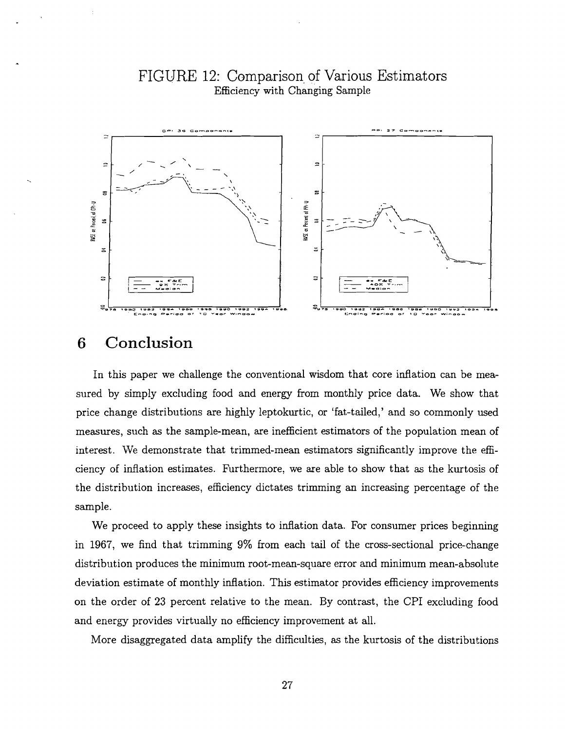FIGURE 12: Comparison of Various Estimators

Efficiency with Changing Sample

# 6 Conclusion

In this paper we challenge the conventional wisdom that core inflation can be measured by simply excluding food and energy from monthly price data. We show that price change distributions are highly leptokurtic, or 'fat-tailed,' and so commonly used measures, such as the sample-mean, are inefficient estimators of the population mean of interest. We demonstrate that trimmed-mean estimators significantly improve the efficiency of inflation estimates. Furthermore, we are able to show that as the kurtosis of the distribution increases, efficiency dictates trimming an increasing percentage of the sample.

We proceed to apply these insights to inflation data. For consumer prices beginning in 1967, we find that trimming 9% from each tail of the cross-sectional price-change distribution produces the minimum root-mean-square error and minimum mean-absolute deviation estimate of monthly inflation. This estimator provides efficiency improvements on the order of 23 percent relative to the mean. By contrast, the CPI excluding food and energy provides virtually no efficiency improvement at all.

More disaggregated data amplify the difficulties, as the kurtosis of the distributions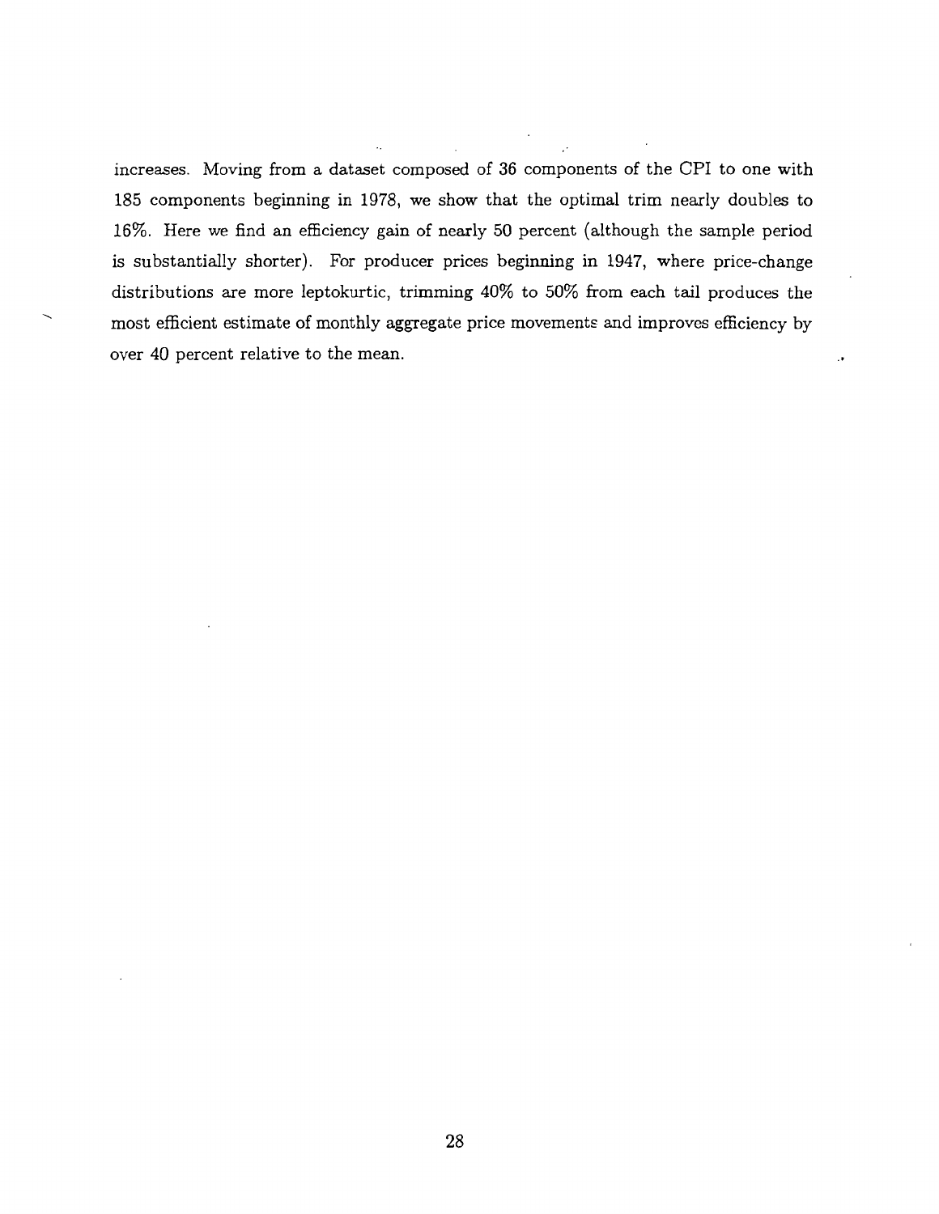increases. Moving from a dataset composed of 36 components of the CPI to one with 185 components beginning in 1978, we show that the optimal trim nearly doubles to 16%. Here we find an efficiency gain of nearly 50 percent (although the sample period is substantially shorter). For producer prices beginning in 1947, where price-change distributions are more leptokurtic, trimming 40% to 50% from each tail produces the most efficient estimate of monthly aggregate price movements and improves efficiency by over 40 percent relative to the mean.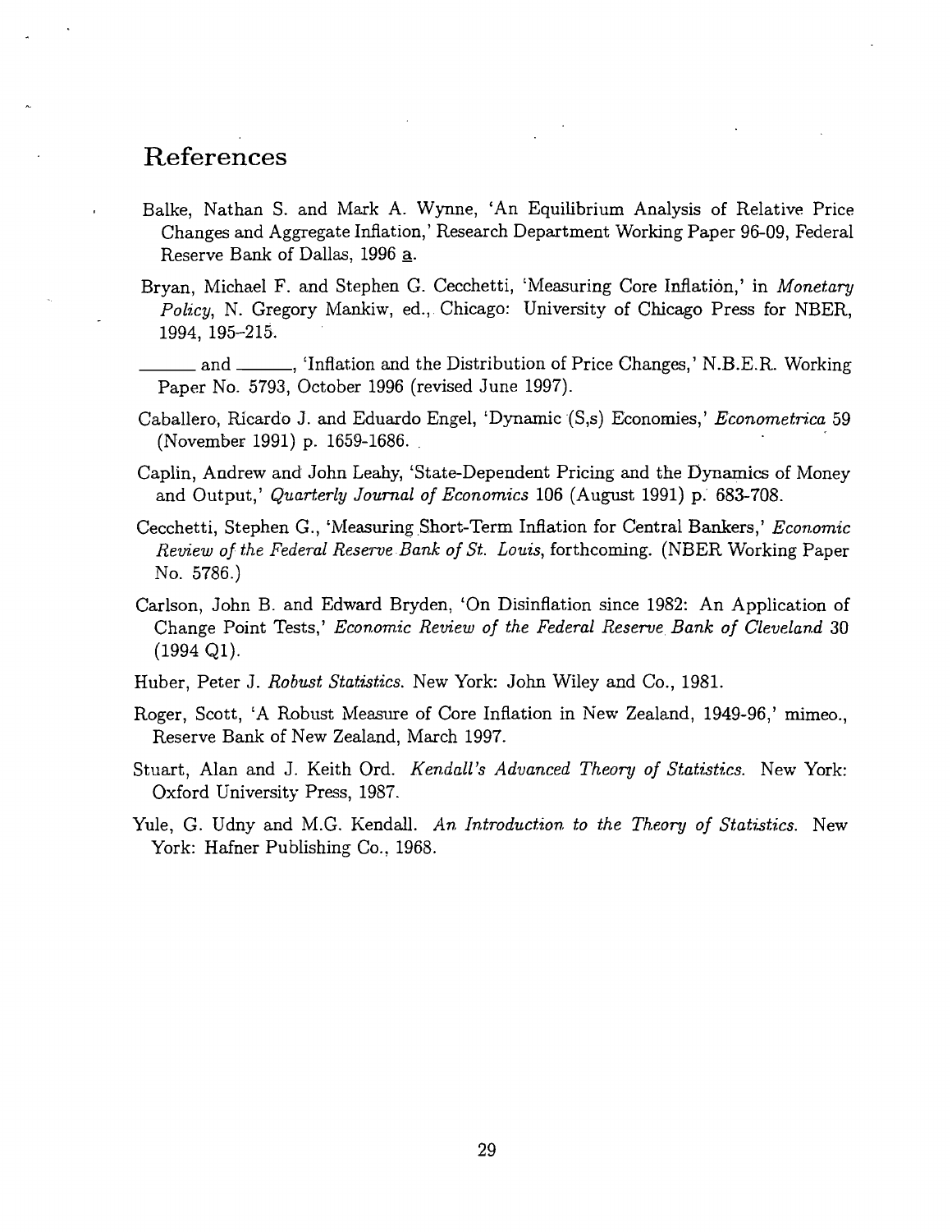# References

Balke, Nathan S. and Mark A. Wynne, 'An Equilibrium Analysis of Relative Price Changes and Aggregate Inflation,' Research Department Working Paper 96-09, Federal Reserve Bank of Dallas, 1996 a.

Bryan, Michael F. and Stephen G. Cecchetti, 'Measuring Core Inflation,' in *Monetary Policy*, N. Gregory Mankiw, ed., Chicago: University of Chicago Press for NBER, 1994, 195–215.

______ and ______, 'Inflation and the Distribution of Price Changes,' N.B.E.R. Working Paper No. 5793, October 1996 (revised June 1997).

Caballero, Ricardo J. and Eduardo Engel, 'Dynamic (S,s) Economies,' *Econometrica* 59 (November 1991) p. 1659-1686.

Caplin, Andrew and John Leahy, 'State-Dependent Pricing and the Dynamics of Money and Output,' *Quarterly Journal of Economics* 106 (August 1991) p. 683-708.

Cecchetti, Stephen G., 'Measuring Short-Term Inflation for Central Bankers,' *Economic Review of the Federal Reserve Bank of St. Louis*, forthcoming. (NBER Working Paper No. 5786.)

Carlson, John B. and Edward Bryden, 'On Disinflation since 1982: An Application of Change Point Tests,' *Economic Review of the Federal Reserve Bank of Cleveland* 30 (1994 Q1).

Huber, Peter J. *Robust Statistics*. New York: John Wiley and Co., 1981.

Roger, Scott, 'A Robust Measure of Core Inflation in New Zealand, 1949-96,' mimeo., Reserve Bank of New Zealand, March 1997.

Stuart, Alan and J. Keith Ord. *Kendall's Advanced Theory of Statistics*. New York: Oxford University Press, 1987.

Yule, G. Udny and M.G. Kendall. *An Introduction to the Theory of Statistics*. New York: Hafner Publishing Co., 1968.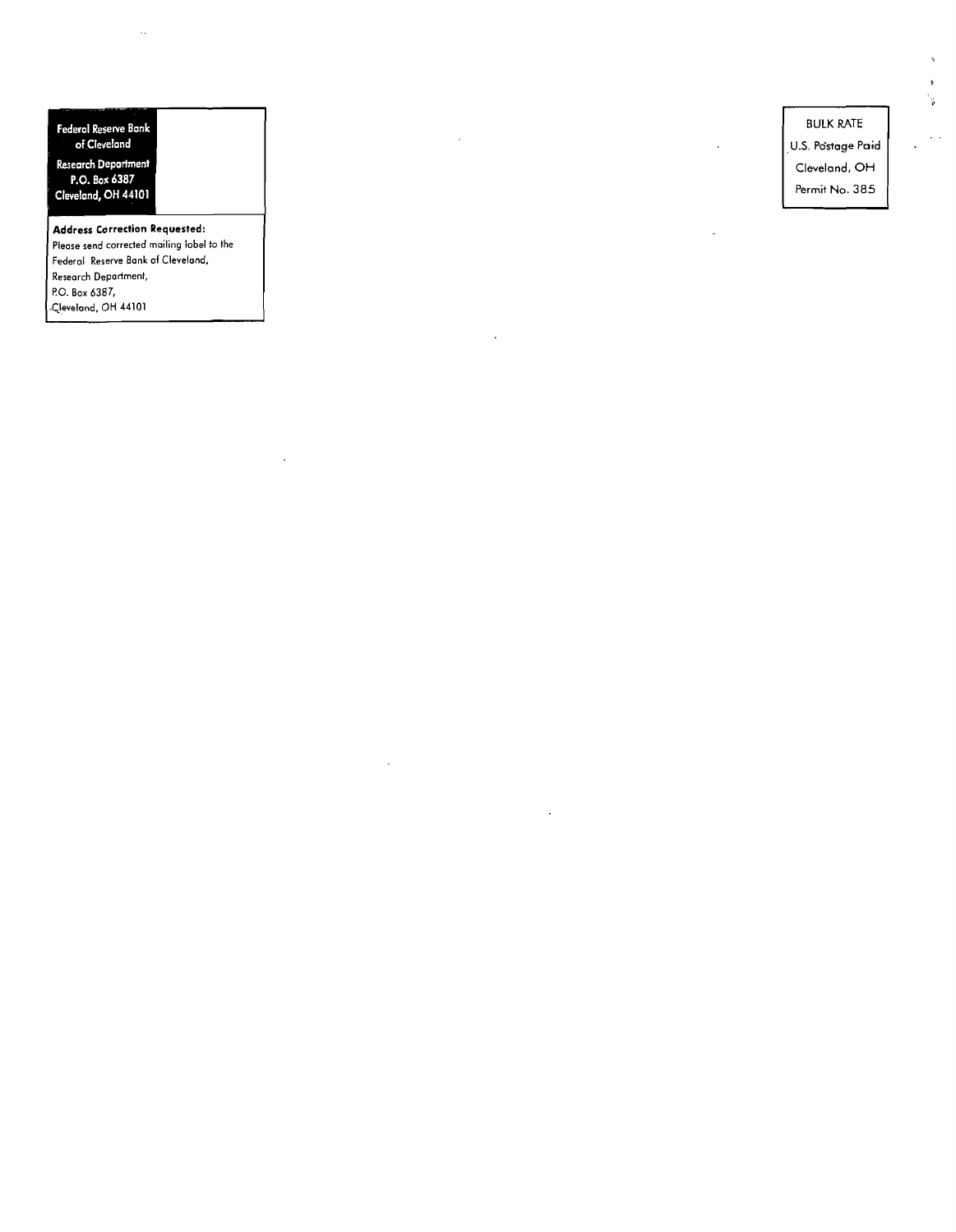Federal Reserve Bank
of Cleveland
Research Department
P.O. Box 6387
Cleveland, OH 44101

**Address Correction Requested:**
Please send corrected mailing label to the
Federal Reserve Bank of Cleveland,
Research Department,
P.O. Box 6387,
Cleveland, OH 44101

BULK RATE
U.S. Postage Paid
Cleveland, OH
Permit No. 385